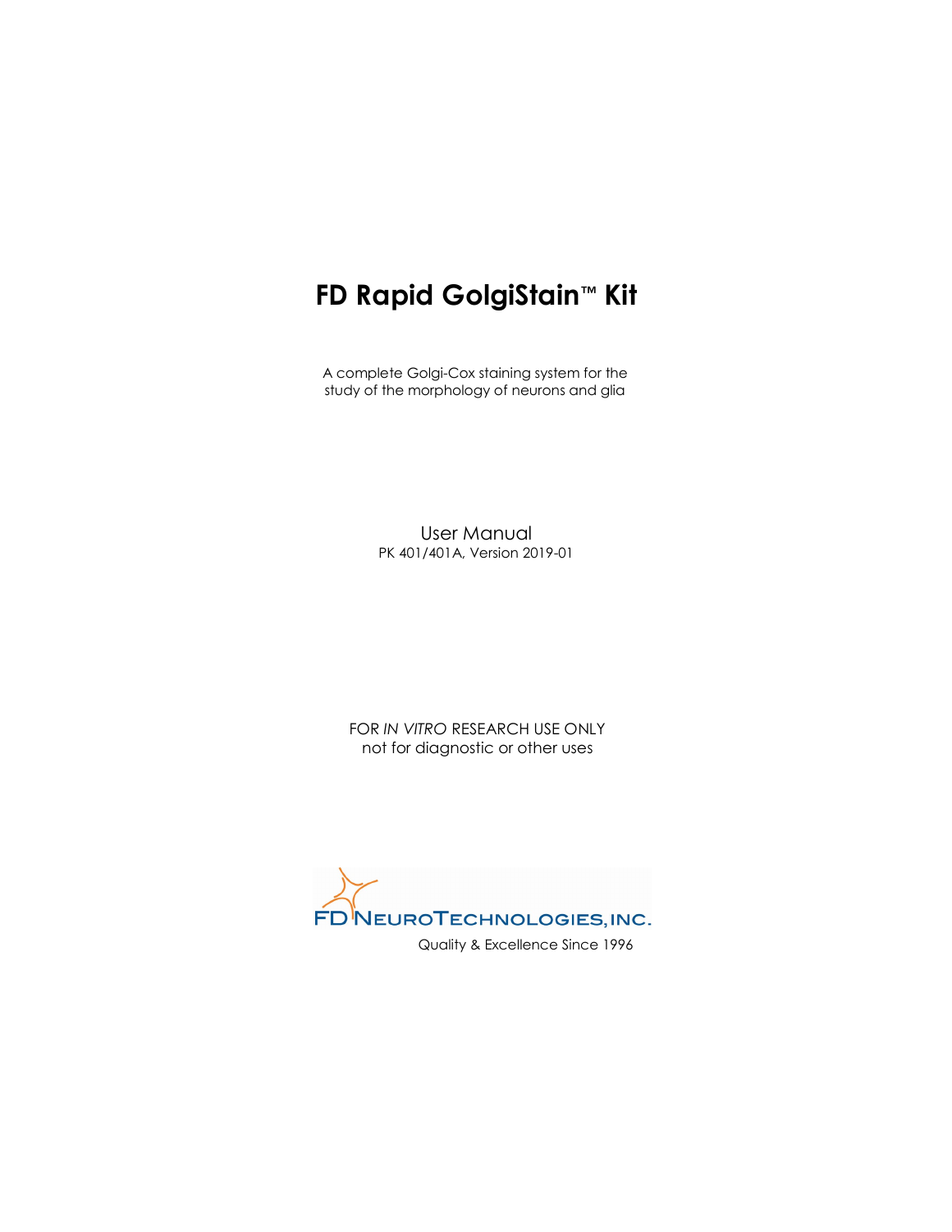# FD Rapid GolgiStain™ Kit

A complete Golgi-Cox staining system for the study of the morphology of neurons and glia

User Manual

PK 401/401A, Version 2019-01

FOR *IN VITRO* RESEARCH USE ONLY

not for diagnostic or other uses

FD NeuroTechnologies, Inc.

Quality & Excellence Since 1996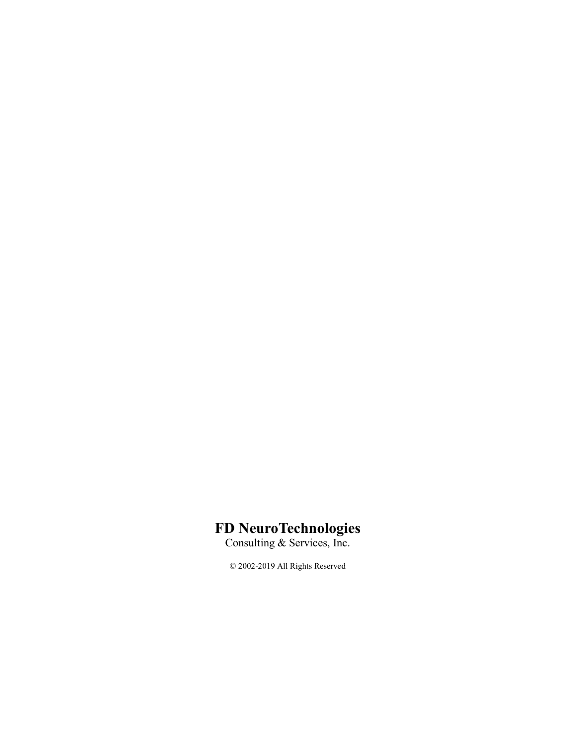**FD NeuroTechnologies**

Consulting & Services, Inc.

© 2002-2019 All Rights Reserved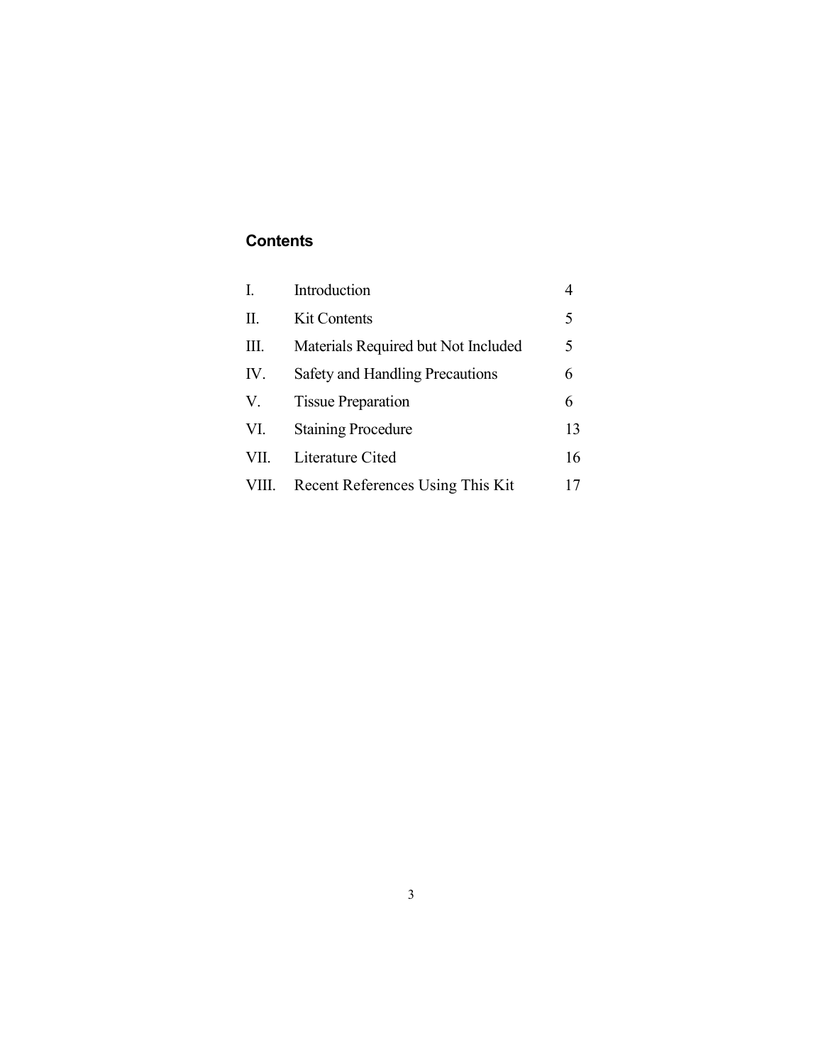## Contents

| | | |
|---|---|---|
| I. | Introduction | 4 |
| II. | Kit Contents | 5 |
| III. | Materials Required but Not Included | 5 |
| IV. | Safety and Handling Precautions | 6 |
| V. | Tissue Preparation | 6 |
| VI. | Staining Procedure | 13 |
| VII. | Literature Cited | 16 |
| VIII. | Recent References Using This Kit | 17 |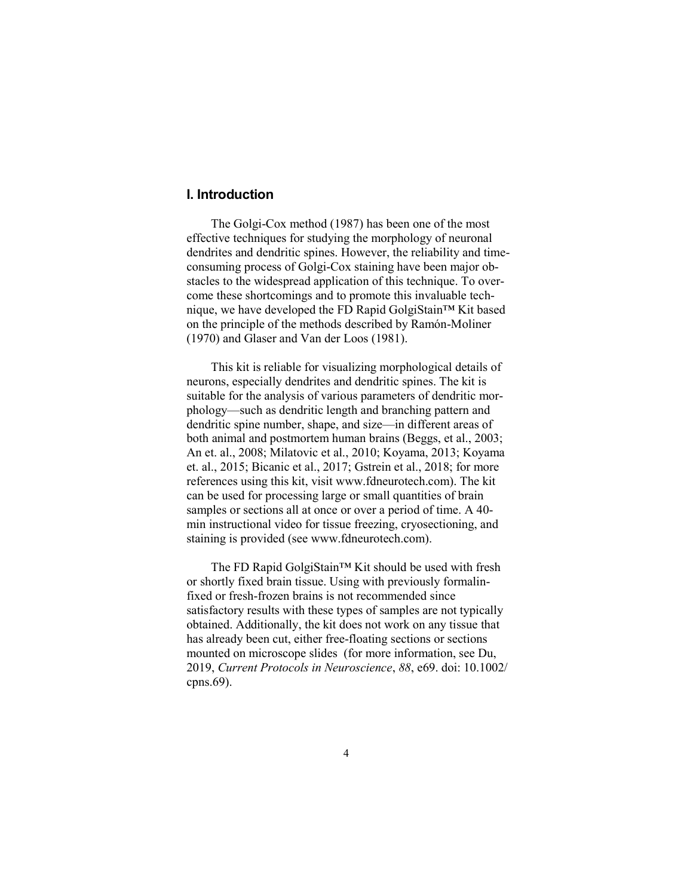## I. Introduction

The Golgi-Cox method (1987) has been one of the most effective techniques for studying the morphology of neuronal dendrites and dendritic spines. However, the reliability and time-consuming process of Golgi-Cox staining have been major obstacles to the widespread application of this technique. To overcome these shortcomings and to promote this invaluable technique, we have developed the FD Rapid GolgiStain™ Kit based on the principle of the methods described by Ramón-Moliner (1970) and Glaser and Van der Loos (1981).

This kit is reliable for visualizing morphological details of neurons, especially dendrites and dendritic spines. The kit is suitable for the analysis of various parameters of dendritic morphology—such as dendritic length and branching pattern and dendritic spine number, shape, and size—in different areas of both animal and postmortem human brains (Beggs, et al., 2003; An et. al., 2008; Milatovic et al., 2010; Koyama, 2013; Koyama et. al., 2015; Bicanic et al., 2017; Gstrein et al., 2018; for more references using this kit, visit www.fdneurotech.com). The kit can be used for processing large or small quantities of brain samples or sections all at once or over a period of time. A 40-min instructional video for tissue freezing, cryosectioning, and staining is provided (see www.fdneurotech.com).

The FD Rapid GolgiStain™ Kit should be used with fresh or shortly fixed brain tissue. Using with previously formalin-fixed or fresh-frozen brains is not recommended since satisfactory results with these types of samples are not typically obtained. Additionally, the kit does not work on any tissue that has already been cut, either free-floating sections or sections mounted on microscope slides (for more information, see Du, 2019, *Current Protocols in Neuroscience*, *88*, e69. doi: 10.1002/cpns.69).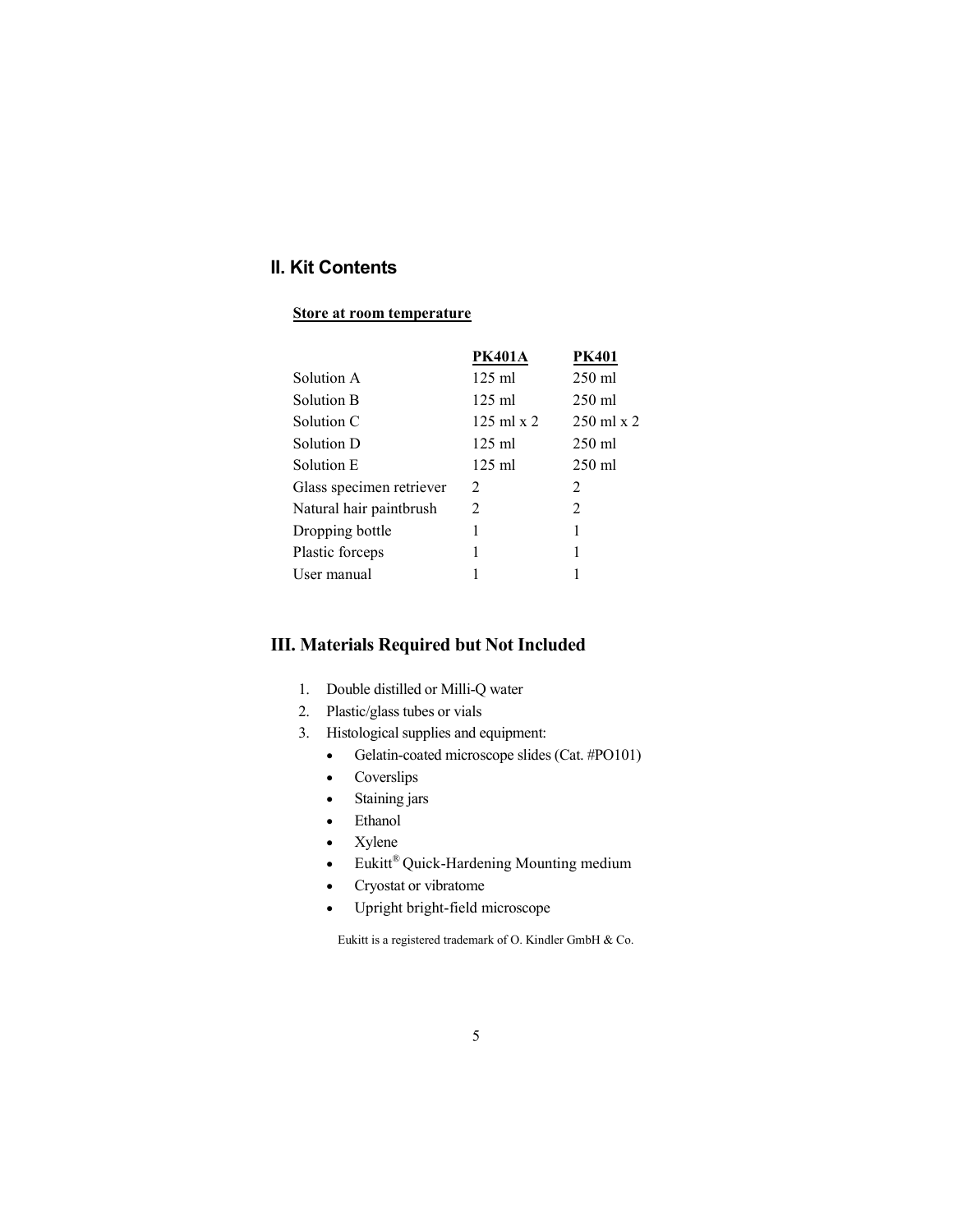## II. Kit Contents

**Store at room temperature**

| | PK401A | PK401 |
|---|---|---|
| Solution A | 125 ml | 250 ml |
| Solution B | 125 ml | 250 ml |
| Solution C | 125 ml x 2 | 250 ml x 2 |
| Solution D | 125 ml | 250 ml |
| Solution E | 125 ml | 250 ml |
| Glass specimen retriever | 2 | 2 |
| Natural hair paintbrush | 2 | 2 |
| Dropping bottle | 1 | 1 |
| Plastic forceps | 1 | 1 |
| User manual | 1 | 1 |

## III. Materials Required but Not Included

1. Double distilled or Milli-Q water
2. Plastic/glass tubes or vials
3. Histological supplies and equipment:
   - Gelatin-coated microscope slides (Cat. #PO101)
   - Coverslips
   - Staining jars
   - Ethanol
   - Xylene
   - Eukitt® Quick-Hardening Mounting medium
   - Cryostat or vibratome
   - Upright bright-field microscope

Eukitt is a registered trademark of O. Kindler GmbH & Co.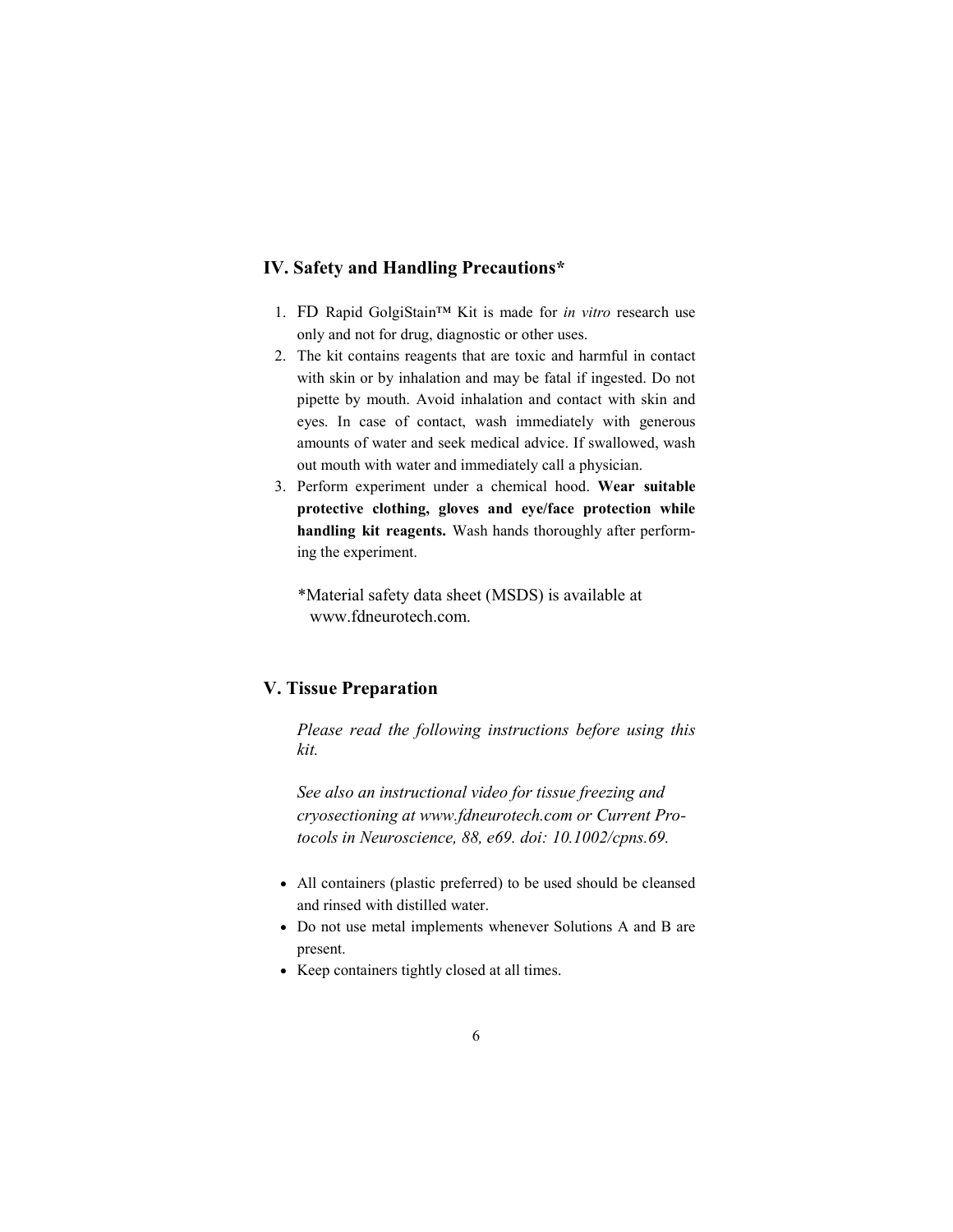## IV. Safety and Handling Precautions*

1. FD Rapid GolgiStain™ Kit is made for *in vitro* research use only and not for drug, diagnostic or other uses.
2. The kit contains reagents that are toxic and harmful in contact with skin or by inhalation and may be fatal if ingested. Do not pipette by mouth. Avoid inhalation and contact with skin and eyes. In case of contact, wash immediately with generous amounts of water and seek medical advice. If swallowed, wash out mouth with water and immediately call a physician.
3. Perform experiment under a chemical hood. **Wear suitable protective clothing, gloves and eye/face protection while handling kit reagents.** Wash hands thoroughly after performing the experiment.

*Material safety data sheet (MSDS) is available at www.fdneurotech.com.

## V. Tissue Preparation

*Please read the following instructions before using this kit.*

*See also an instructional video for tissue freezing and cryosectioning at www.fdneurotech.com or Current Protocols in Neuroscience, 88, e69. doi: 10.1002/cpns.69.*

- All containers (plastic preferred) to be used should be cleansed and rinsed with distilled water.
- Do not use metal implements whenever Solutions A and B are present.
- Keep containers tightly closed at all times.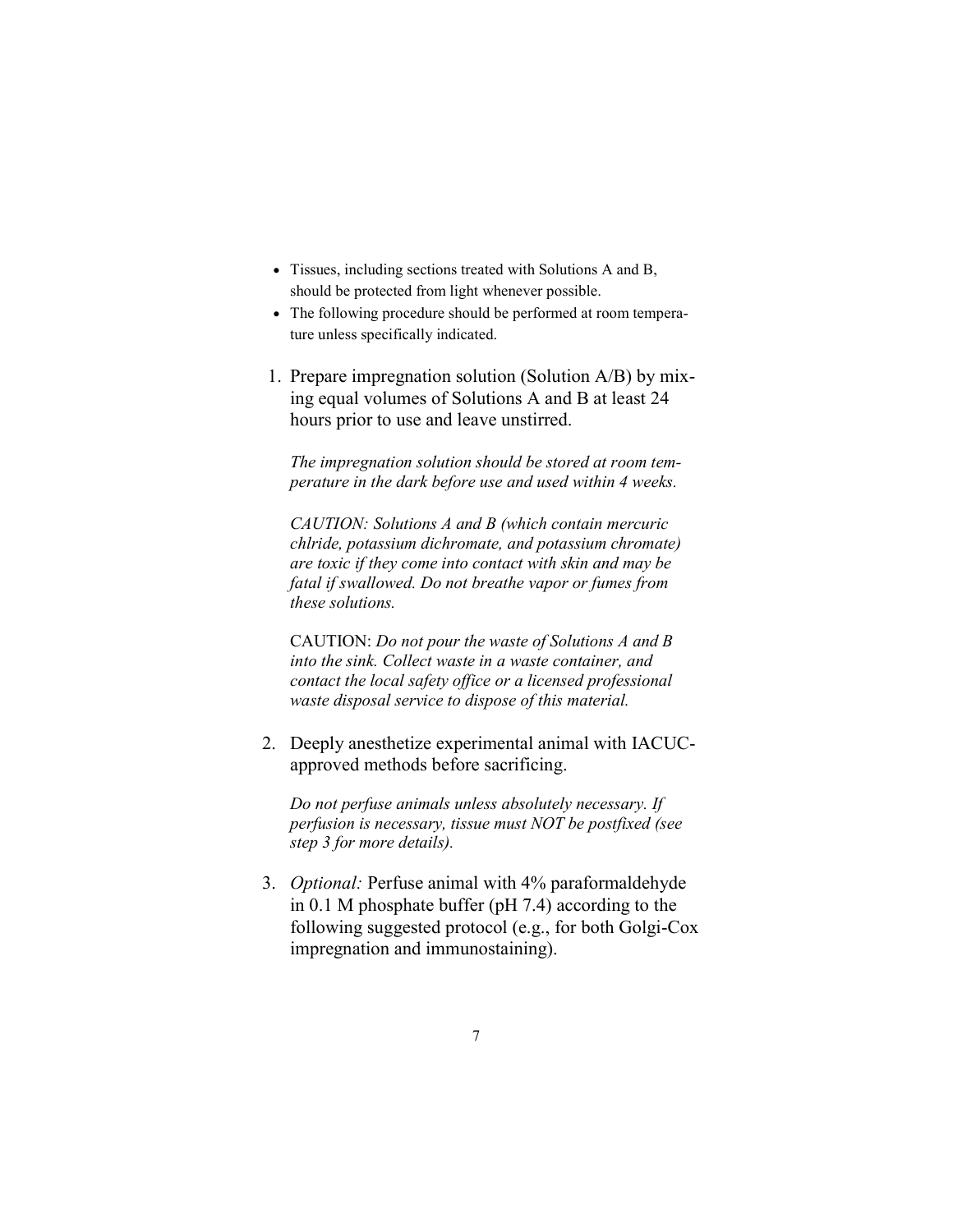- Tissues, including sections treated with Solutions A and B, should be protected from light whenever possible.
- The following procedure should be performed at room temperature unless specifically indicated.

1. Prepare impregnation solution (Solution A/B) by mixing equal volumes of Solutions A and B at least 24 hours prior to use and leave unstirred.

   *The impregnation solution should be stored at room temperature in the dark before use and used within 4 weeks.*

   *CAUTION: Solutions A and B (which contain mercuric chlride, potassium dichromate, and potassium chromate) are toxic if they come into contact with skin and may be fatal if swallowed. Do not breathe vapor or fumes from these solutions.*

   CAUTION: *Do not pour the waste of Solutions A and B into the sink. Collect waste in a waste container, and contact the local safety office or a licensed professional waste disposal service to dispose of this material.*

2. Deeply anesthetize experimental animal with IACUC-approved methods before sacrificing.

   *Do not perfuse animals unless absolutely necessary. If perfusion is necessary, tissue must NOT be postfixed (see step 3 for more details).*

3. *Optional:* Perfuse animal with 4% paraformaldehyde in 0.1 M phosphate buffer (pH 7.4) according to the following suggested protocol (e.g., for both Golgi-Cox impregnation and immunostaining).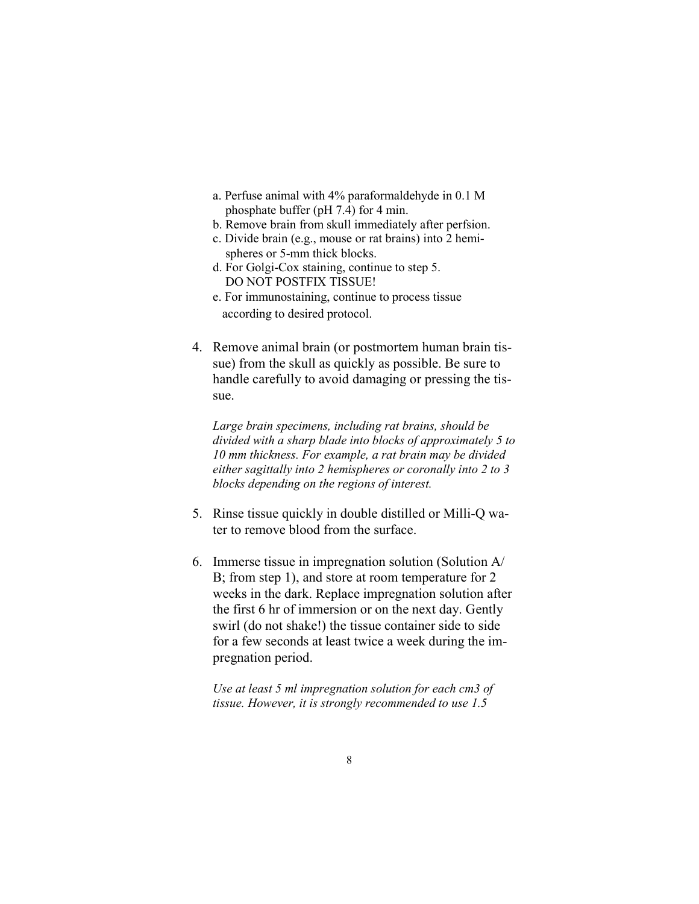a. Perfuse animal with 4% paraformaldehyde in 0.1 M phosphate buffer (pH 7.4) for 4 min.
b. Remove brain from skull immediately after perfsion.
c. Divide brain (e.g., mouse or rat brains) into 2 hemispheres or 5-mm thick blocks.
d. For Golgi-Cox staining, continue to step 5. DO NOT POSTFIX TISSUE!
e. For immunostaining, continue to process tissue according to desired protocol.

4. Remove animal brain (or postmortem human brain tissue) from the skull as quickly as possible. Be sure to handle carefully to avoid damaging or pressing the tissue.

   *Large brain specimens, including rat brains, should be divided with a sharp blade into blocks of approximately 5 to 10 mm thickness. For example, a rat brain may be divided either sagittally into 2 hemispheres or coronally into 2 to 3 blocks depending on the regions of interest.*

5. Rinse tissue quickly in double distilled or Milli-Q water to remove blood from the surface.

6. Immerse tissue in impregnation solution (Solution A/B; from step 1), and store at room temperature for 2 weeks in the dark. Replace impregnation solution after the first 6 hr of immersion or on the next day. Gently swirl (do not shake!) the tissue container side to side for a few seconds at least twice a week during the impregnation period.

   *Use at least 5 ml impregnation solution for each cm3 of tissue. However, it is strongly recommended to use 1.5*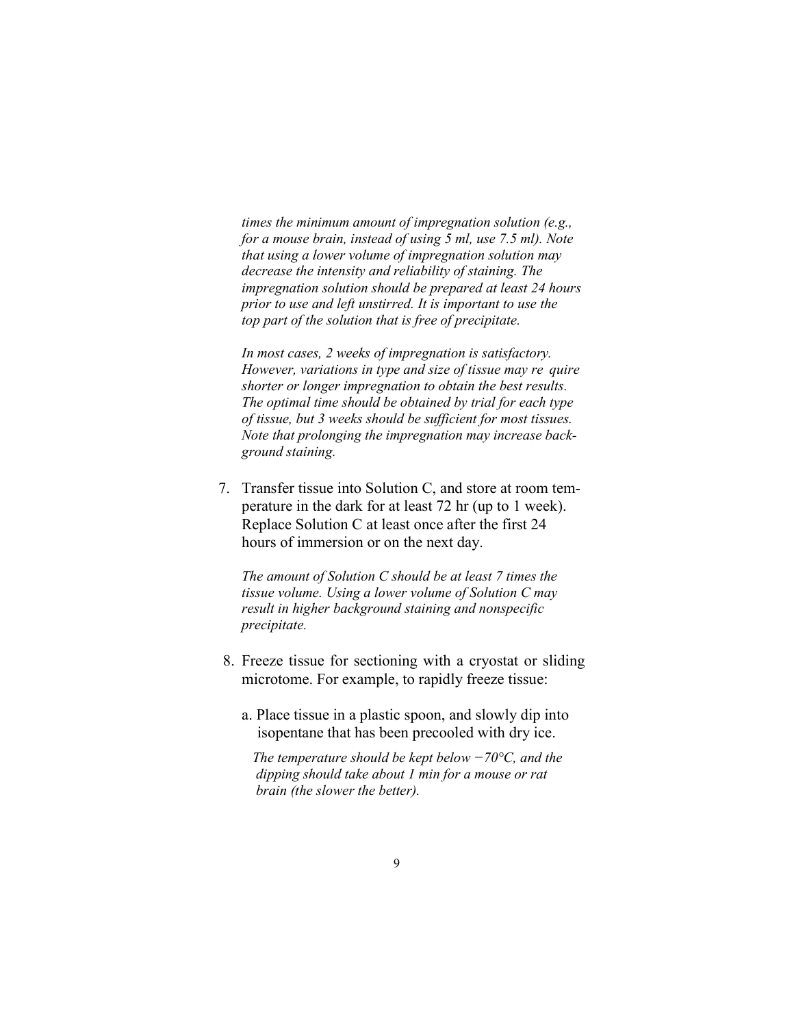*times the minimum amount of impregnation solution (e.g., for a mouse brain, instead of using 5 ml, use 7.5 ml). Note that using a lower volume of impregnation solution may decrease the intensity and reliability of staining. The impregnation solution should be prepared at least 24 hours prior to use and left unstirred. It is important to use the top part of the solution that is free of precipitate.*

*In most cases, 2 weeks of impregnation is satisfactory. However, variations in type and size of tissue may re quire shorter or longer impregnation to obtain the best results. The optimal time should be obtained by trial for each type of tissue, but 3 weeks should be sufficient for most tissues. Note that prolonging the impregnation may increase background staining.*

7. Transfer tissue into Solution C, and store at room temperature in the dark for at least 72 hr (up to 1 week). Replace Solution C at least once after the first 24 hours of immersion or on the next day.

   *The amount of Solution C should be at least 7 times the tissue volume. Using a lower volume of Solution C may result in higher background staining and nonspecific precipitate.*

8. Freeze tissue for sectioning with a cryostat or sliding microtome. For example, to rapidly freeze tissue:

   a. Place tissue in a plastic spoon, and slowly dip into isopentane that has been precooled with dry ice.

      *The temperature should be kept below −70°C, and the dipping should take about 1 min for a mouse or rat brain (the slower the better).*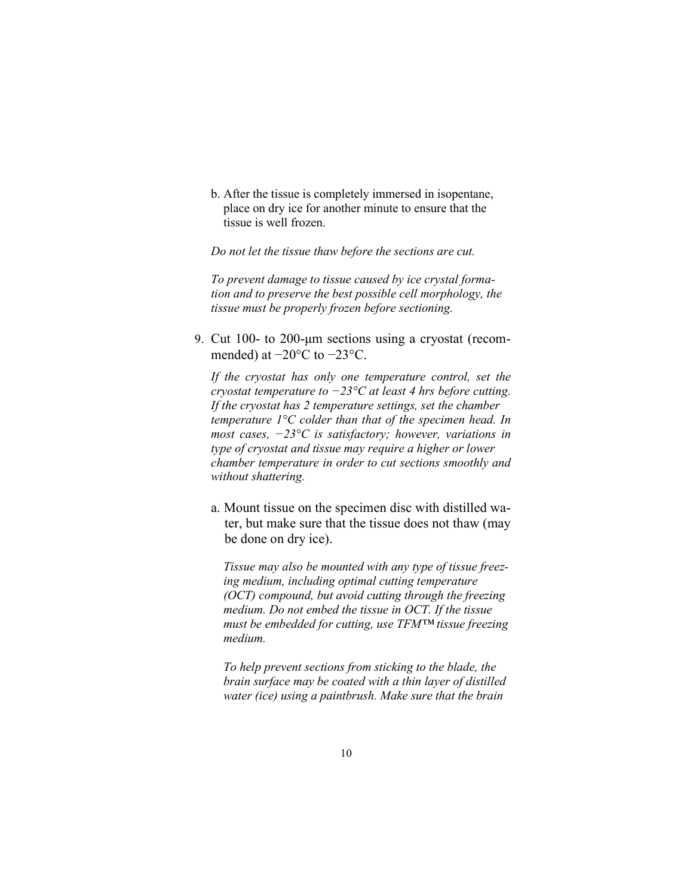b. After the tissue is completely immersed in isopentane, place on dry ice for another minute to ensure that the tissue is well frozen.

*Do not let the tissue thaw before the sections are cut.*

*To prevent damage to tissue caused by ice crystal formation and to preserve the best possible cell morphology, the tissue must be properly frozen before sectioning.*

9. Cut 100- to 200-μm sections using a cryostat (recommended) at −20°C to −23°C.

   *If the cryostat has only one temperature control, set the cryostat temperature to −23°C at least 4 hrs before cutting. If the cryostat has 2 temperature settings, set the chamber temperature 1°C colder than that of the specimen head. In most cases, −23°C is satisfactory; however, variations in type of cryostat and tissue may require a higher or lower chamber temperature in order to cut sections smoothly and without shattering.*

   a. Mount tissue on the specimen disc with distilled water, but make sure that the tissue does not thaw (may be done on dry ice).

      *Tissue may also be mounted with any type of tissue freezing medium, including optimal cutting temperature (OCT) compound, but avoid cutting through the freezing medium. Do not embed the tissue in OCT. If the tissue must be embedded for cutting, use TFM™ tissue freezing medium.*

      *To help prevent sections from sticking to the blade, the brain surface may be coated with a thin layer of distilled water (ice) using a paintbrush. Make sure that the brain*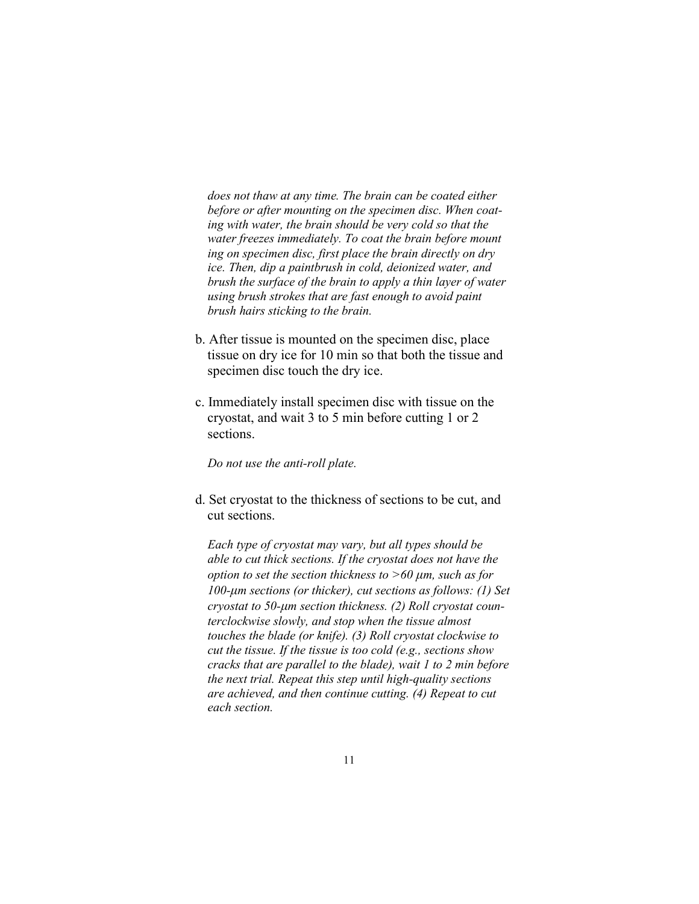*does not thaw at any time. The brain can be coated either before or after mounting on the specimen disc. When coating with water, the brain should be very cold so that the water freezes immediately. To coat the brain before mount ing on specimen disc, first place the brain directly on dry ice. Then, dip a paintbrush in cold, deionized water, and brush the surface of the brain to apply a thin layer of water using brush strokes that are fast enough to avoid paint brush hairs sticking to the brain.*

b. After tissue is mounted on the specimen disc, place tissue on dry ice for 10 min so that both the tissue and specimen disc touch the dry ice.

c. Immediately install specimen disc with tissue on the cryostat, and wait 3 to 5 min before cutting 1 or 2 sections.

   *Do not use the anti-roll plate.*

d. Set cryostat to the thickness of sections to be cut, and cut sections.

   *Each type of cryostat may vary, but all types should be able to cut thick sections. If the cryostat does not have the option to set the section thickness to >60 μm, such as for 100-μm sections (or thicker), cut sections as follows: (1) Set cryostat to 50-μm section thickness. (2) Roll cryostat counterclockwise slowly, and stop when the tissue almost touches the blade (or knife). (3) Roll cryostat clockwise to cut the tissue. If the tissue is too cold (e.g., sections show cracks that are parallel to the blade), wait 1 to 2 min before the next trial. Repeat this step until high-quality sections are achieved, and then continue cutting. (4) Repeat to cut each section.*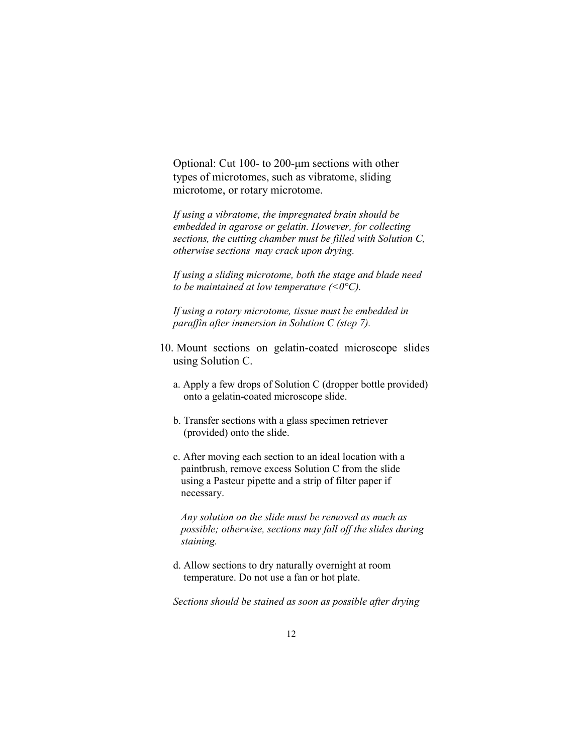Optional: Cut 100- to 200-μm sections with other types of microtomes, such as vibratome, sliding microtome, or rotary microtome.

*If using a vibratome, the impregnated brain should be embedded in agarose or gelatin. However, for collecting sections, the cutting chamber must be filled with Solution C, otherwise sections may crack upon drying.*

*If using a sliding microtome, both the stage and blade need to be maintained at low temperature (<0°C).*

*If using a rotary microtome, tissue must be embedded in paraffin after immersion in Solution C (step 7).*

10. Mount sections on gelatin-coated microscope slides using Solution C.

    a. Apply a few drops of Solution C (dropper bottle provided) onto a gelatin-coated microscope slide.

    b. Transfer sections with a glass specimen retriever (provided) onto the slide.

    c. After moving each section to an ideal location with a paintbrush, remove excess Solution C from the slide using a Pasteur pipette and a strip of filter paper if necessary.

    *Any solution on the slide must be removed as much as possible; otherwise, sections may fall off the slides during staining.*

    d. Allow sections to dry naturally overnight at room temperature. Do not use a fan or hot plate.

*Sections should be stained as soon as possible after drying*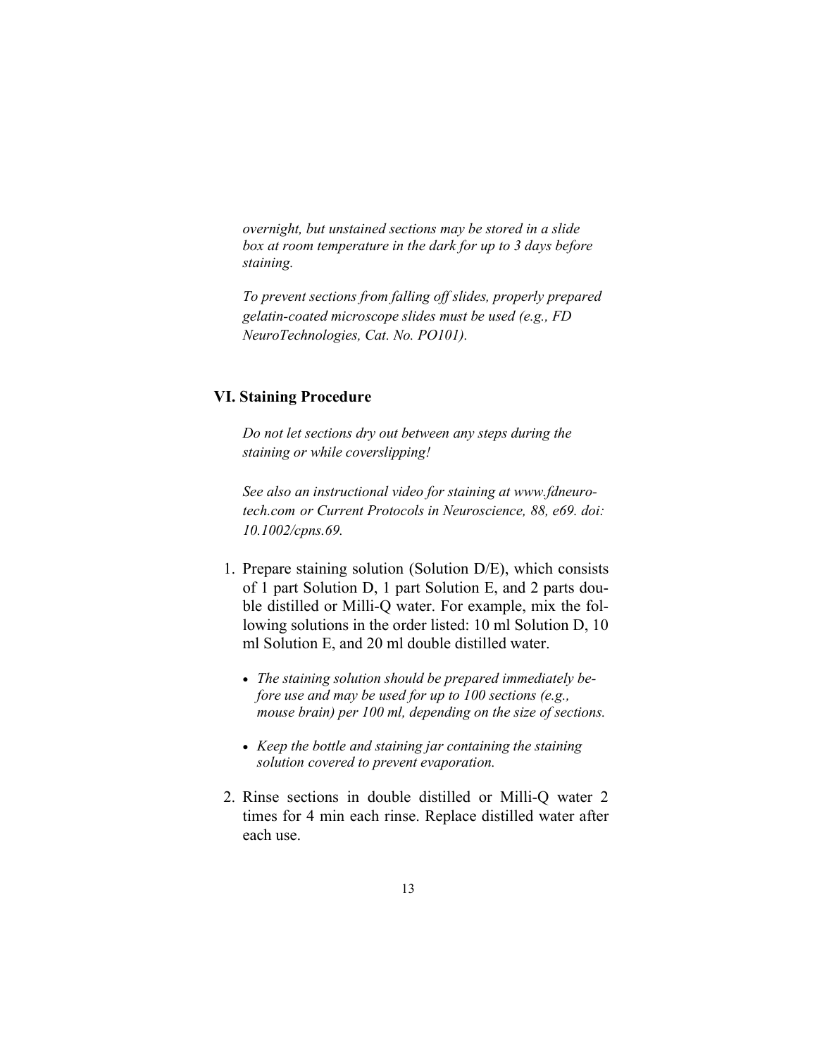*overnight, but unstained sections may be stored in a slide box at room temperature in the dark for up to 3 days before staining.*

*To prevent sections from falling off slides, properly prepared gelatin-coated microscope slides must be used (e.g., FD NeuroTechnologies, Cat. No. PO101).*

## VI. Staining Procedure

*Do not let sections dry out between any steps during the staining or while coverslipping!*

*See also an instructional video for staining at www.fdneurotech.com or Current Protocols in Neuroscience, 88, e69. doi: 10.1002/cpns.69.*

1. Prepare staining solution (Solution D/E), which consists of 1 part Solution D, 1 part Solution E, and 2 parts double distilled or Milli-Q water. For example, mix the following solutions in the order listed: 10 ml Solution D, 10 ml Solution E, and 20 ml double distilled water.

   - *The staining solution should be prepared immediately before use and may be used for up to 100 sections (e.g., mouse brain) per 100 ml, depending on the size of sections.*

   - *Keep the bottle and staining jar containing the staining solution covered to prevent evaporation.*

2. Rinse sections in double distilled or Milli-Q water 2 times for 4 min each rinse. Replace distilled water after each use.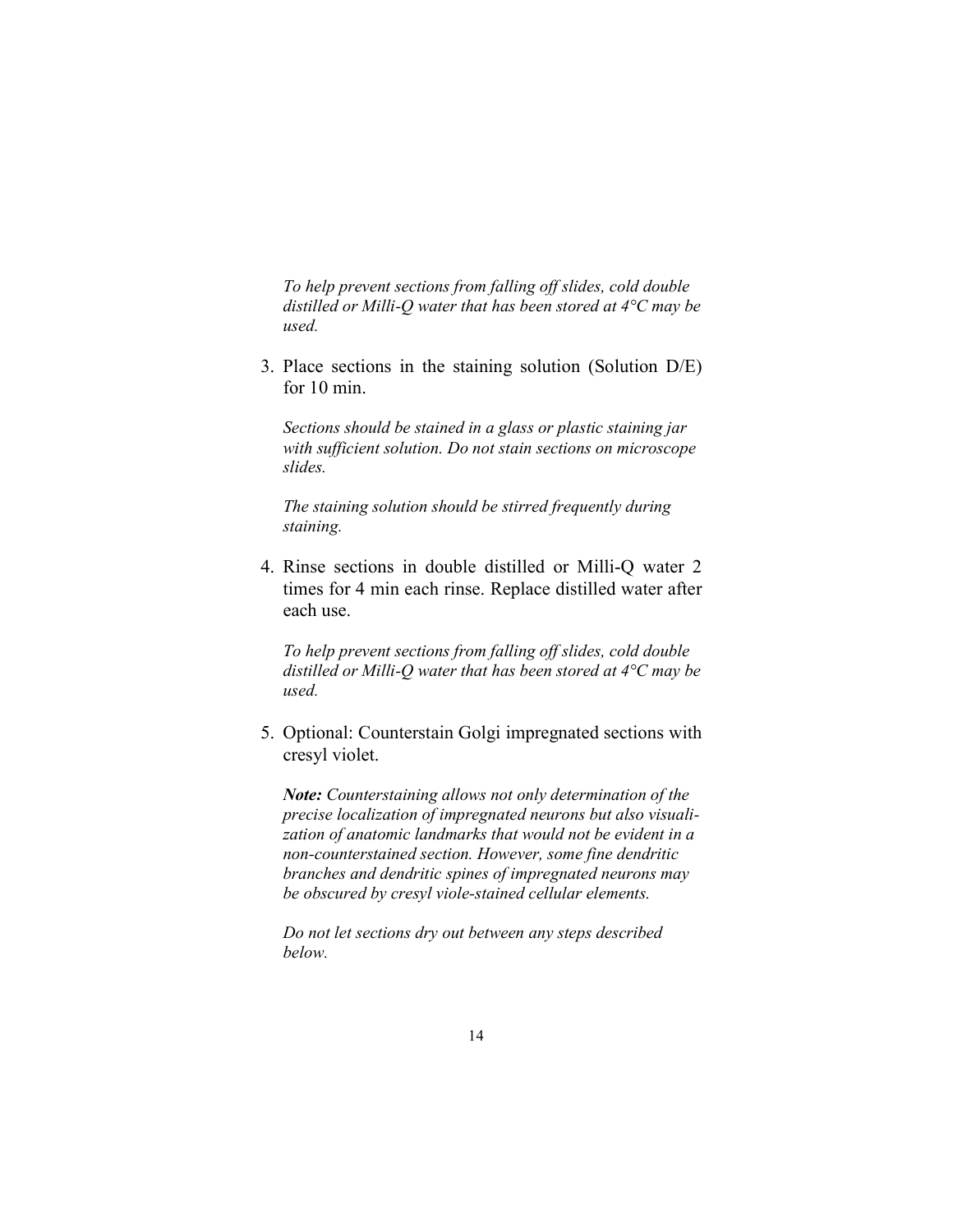*To help prevent sections from falling off slides, cold double distilled or Milli-Q water that has been stored at 4°C may be used.*

3. Place sections in the staining solution (Solution D/E) for 10 min.

   *Sections should be stained in a glass or plastic staining jar with sufficient solution. Do not stain sections on microscope slides.*

   *The staining solution should be stirred frequently during staining.*

4. Rinse sections in double distilled or Milli-Q water 2 times for 4 min each rinse. Replace distilled water after each use.

   *To help prevent sections from falling off slides, cold double distilled or Milli-Q water that has been stored at 4°C may be used.*

5. Optional: Counterstain Golgi impregnated sections with cresyl violet.

   ***Note:** Counterstaining allows not only determination of the precise localization of impregnated neurons but also visualization of anatomic landmarks that would not be evident in a non-counterstained section. However, some fine dendritic branches and dendritic spines of impregnated neurons may be obscured by cresyl viole-stained cellular elements.*

   *Do not let sections dry out between any steps described below.*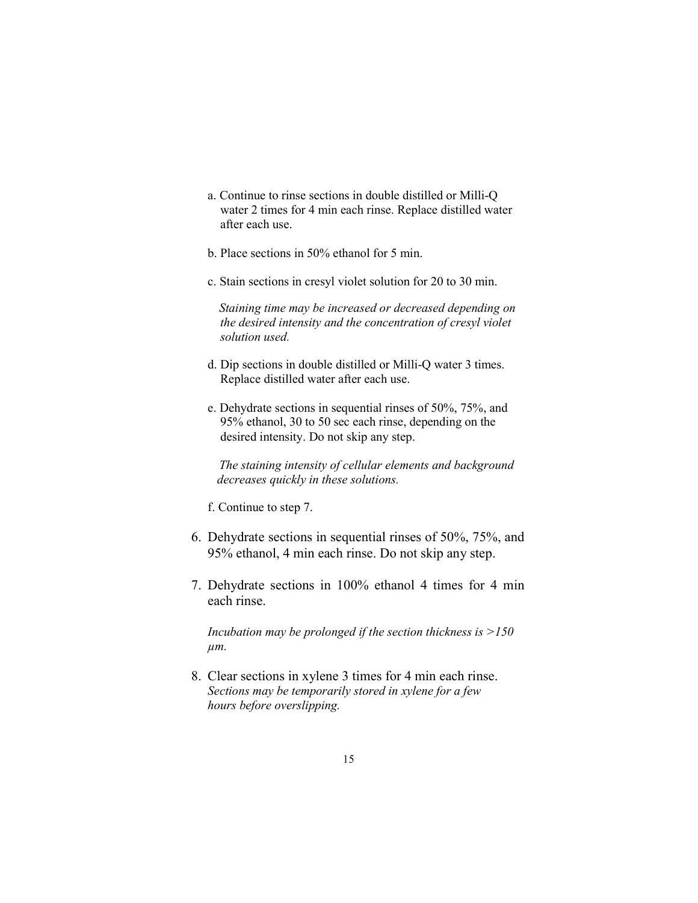a. Continue to rinse sections in double distilled or Milli-Q water 2 times for 4 min each rinse. Replace distilled water after each use.

b. Place sections in 50% ethanol for 5 min.

c. Stain sections in cresyl violet solution for 20 to 30 min.

   *Staining time may be increased or decreased depending on the desired intensity and the concentration of cresyl violet solution used.*

d. Dip sections in double distilled or Milli-Q water 3 times. Replace distilled water after each use.

e. Dehydrate sections in sequential rinses of 50%, 75%, and 95% ethanol, 30 to 50 sec each rinse, depending on the desired intensity. Do not skip any step.

   *The staining intensity of cellular elements and background decreases quickly in these solutions.*

f. Continue to step 7.

6. Dehydrate sections in sequential rinses of 50%, 75%, and 95% ethanol, 4 min each rinse. Do not skip any step.

7. Dehydrate sections in 100% ethanol 4 times for 4 min each rinse.

   *Incubation may be prolonged if the section thickness is >150 μm.*

8. Clear sections in xylene 3 times for 4 min each rinse.
   *Sections may be temporarily stored in xylene for a few hours before overslipping.*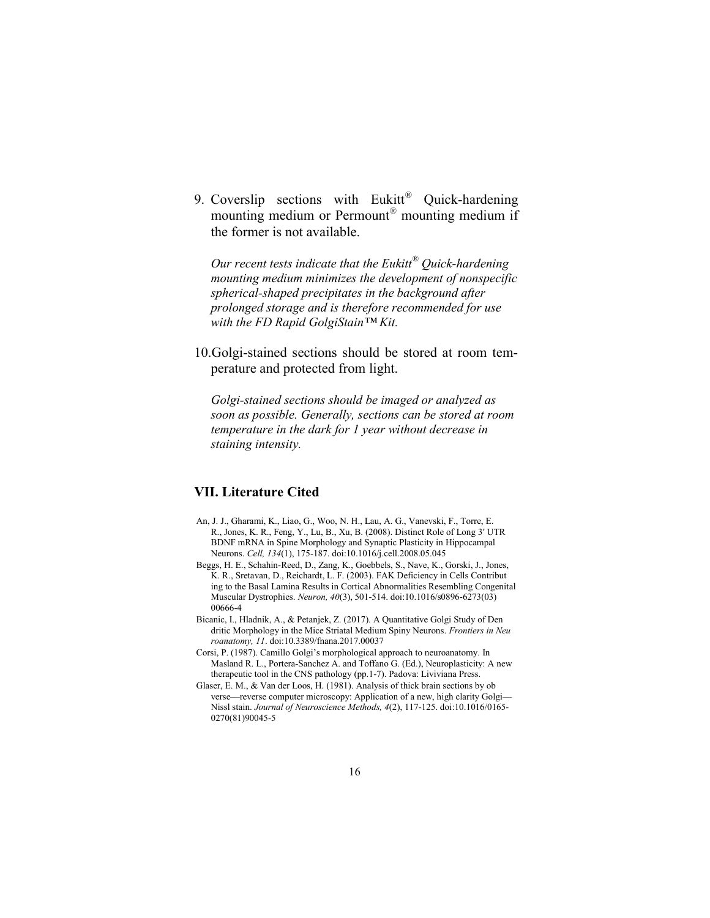9. Coverslip sections with Eukitt® Quick-hardening mounting medium or Permount® mounting medium if the former is not available.

   *Our recent tests indicate that the Eukitt® Quick-hardening mounting medium minimizes the development of nonspecific spherical-shaped precipitates in the background after prolonged storage and is therefore recommended for use with the FD Rapid GolgiStain™ Kit.*

10. Golgi-stained sections should be stored at room temperature and protected from light.

    *Golgi-stained sections should be imaged or analyzed as soon as possible. Generally, sections can be stored at room temperature in the dark for 1 year without decrease in staining intensity.*

## VII. Literature Cited

An, J. J., Gharami, K., Liao, G., Woo, N. H., Lau, A. G., Vanevski, F., Torre, E. R., Jones, K. R., Feng, Y., Lu, B., Xu, B. (2008). Distinct Role of Long 3′ UTR BDNF mRNA in Spine Morphology and Synaptic Plasticity in Hippocampal Neurons. *Cell, 134*(1), 175-187. doi:10.1016/j.cell.2008.05.045

Beggs, H. E., Schahin-Reed, D., Zang, K., Goebbels, S., Nave, K., Gorski, J., Jones, K. R., Sretavan, D., Reichardt, L. F. (2003). FAK Deficiency in Cells Contributing to the Basal Lamina Results in Cortical Abnormalities Resembling Congenital Muscular Dystrophies. *Neuron, 40*(3), 501-514. doi:10.1016/s0896-6273(03)00666-4

Bicanic, I., Hladnik, A., & Petanjek, Z. (2017). A Quantitative Golgi Study of Dendritic Morphology in the Mice Striatal Medium Spiny Neurons. *Frontiers in Neuroanatomy, 11*. doi:10.3389/fnana.2017.00037

Corsi, P. (1987). Camillo Golgi's morphological approach to neuroanatomy. In Masland R. L., Portera-Sanchez A. and Toffano G. (Ed.), Neuroplasticity: A new therapeutic tool in the CNS pathology (pp.1-7). Padova: Liviviana Press.

Glaser, E. M., & Van der Loos, H. (1981). Analysis of thick brain sections by obverse—reverse computer microscopy: Application of a new, high clarity Golgi—Nissl stain. *Journal of Neuroscience Methods, 4*(2), 117-125. doi:10.1016/0165-0270(81)90045-5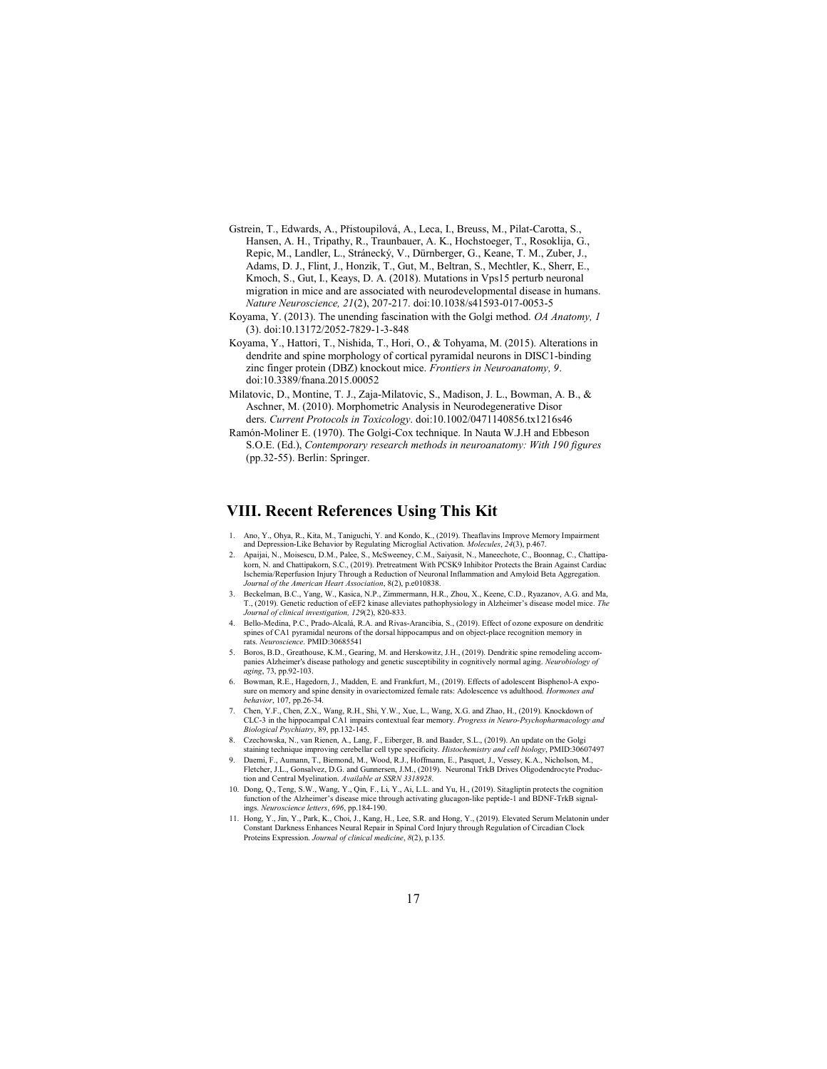Gstrein, T., Edwards, A., Přistoupilová, A., Leca, I., Breuss, M., Pilat-Carotta, S., Hansen, A. H., Tripathy, R., Traunbauer, A. K., Hochstoeger, T., Rosoklija, G., Repic, M., Landler, L., Stránecký, V., Dürnberger, G., Keane, T. M., Zuber, J., Adams, D. J., Flint, J., Honzik, T., Gut, M., Beltran, S., Mechtler, K., Sherr, E., Kmoch, S., Gut, I., Keays, D. A. (2018). Mutations in Vps15 perturb neuronal migration in mice and are associated with neurodevelopmental disease in humans. *Nature Neuroscience, 21*(2), 207-217. doi:10.1038/s41593-017-0053-5

Koyama, Y. (2013). The unending fascination with the Golgi method. *OA Anatomy, 1* (3). doi:10.13172/2052-7829-1-3-848

Koyama, Y., Hattori, T., Nishida, T., Hori, O., & Tohyama, M. (2015). Alterations in dendrite and spine morphology of cortical pyramidal neurons in DISC1-binding zinc finger protein (DBZ) knockout mice. *Frontiers in Neuroanatomy, 9*. doi:10.3389/fnana.2015.00052

Milatovic, D., Montine, T. J., Zaja-Milatovic, S., Madison, J. L., Bowman, A. B., & Aschner, M. (2010). Morphometric Analysis in Neurodegenerative Disor ders. *Current Protocols in Toxicology*. doi:10.1002/0471140856.tx1216s46

Ramón-Moliner E. (1970). The Golgi-Cox technique. In Nauta W.J.H and Ebbeson S.O.E. (Ed.), *Contemporary research methods in neuroanatomy: With 190 figures* (pp.32-55). Berlin: Springer.

## VIII. Recent References Using This Kit

1. Ano, Y., Ohya, R., Kita, M., Taniguchi, Y. and Kondo, K., (2019). Theaflavins Improve Memory Impairment and Depression-Like Behavior by Regulating Microglial Activation. *Molecules*, *24*(3), p.467.
2. Apaijai, N., Moisescu, D.M., Palee, S., McSweeney, C.M., Saiyasit, N., Maneechote, C., Boonnag, C., Chattipakorn, N. and Chattipakorn, S.C., (2019). Pretreatment With PCSK9 Inhibitor Protects the Brain Against Cardiac Ischemia/Reperfusion Injury Through a Reduction of Neuronal Inflammation and Amyloid Beta Aggregation. *Journal of the American Heart Association*, 8(2), p.e010838.
3. Beckelman, B.C., Yang, W., Kasica, N.P., Zimmermann, H.R., Zhou, X., Keene, C.D., Ryazanov, A.G. and Ma, T., (2019). Genetic reduction of eEF2 kinase alleviates pathophysiology in Alzheimer's disease model mice. *The Journal of clinical investigation, 129*(2), 820-833.
4. Bello-Medina, P.C., Prado-Alcalá, R.A. and Rivas-Arancibia, S., (2019). Effect of ozone exposure on dendritic spines of CA1 pyramidal neurons of the dorsal hippocampus and on object-place recognition memory in rats. *Neuroscience*. PMID:30685541
5. Boros, B.D., Greathouse, K.M., Gearing, M. and Herskowitz, J.H., (2019). Dendritic spine remodeling accompanies Alzheimer's disease pathology and genetic susceptibility in cognitively normal aging. *Neurobiology of aging*, 73, pp.92-103.
6. Bowman, R.E., Hagedorn, J., Madden, E. and Frankfurt, M., (2019). Effects of adolescent Bisphenol-A exposure on memory and spine density in ovariectomized female rats: Adolescence vs adulthood. *Hormones and behavior*, 107, pp.26-34.
7. Chen, Y.F., Chen, Z.X., Wang, R.H., Shi, Y.W., Xue, L., Wang, X.G. and Zhao, H., (2019). Knockdown of CLC-3 in the hippocampal CA1 impairs contextual fear memory. *Progress in Neuro-Psychopharmacology and Biological Psychiatry*, 89, pp.132-145.
8. Czechowska, N., van Rienen, A., Lang, F., Eiberger, B. and Baader, S.L., (2019). An update on the Golgi staining technique improving cerebellar cell type specificity. *Histochemistry and cell biology*, PMID:30607497
9. Daemi, F., Aumann, T., Biemond, M., Wood, R.J., Hoffmann, E., Pasquet, J., Vessey, K.A., Nicholson, M., Fletcher, J.L., Gonsalvez, D.G. and Gunnersen, J.M., (2019). Neuronal TrkB Drives Oligodendrocyte Production and Central Myelination. *Available at SSRN 3318928*.
10. Dong, Q., Teng, S.W., Wang, Y., Qin, F., Li, Y., Ai, L.L. and Yu, H., (2019). Sitagliptin protects the cognition function of the Alzheimer's disease mice through activating glucagon-like peptide-1 and BDNF-TrkB signalings. *Neuroscience letters*, *696*, pp.184-190.
11. Hong, Y., Jin, Y., Park, K., Choi, J., Kang, H., Lee, S.R. and Hong, Y., (2019). Elevated Serum Melatonin under Constant Darkness Enhances Neural Repair in Spinal Cord Injury through Regulation of Circadian Clock Proteins Expression. *Journal of clinical medicine*, *8*(2), p.135.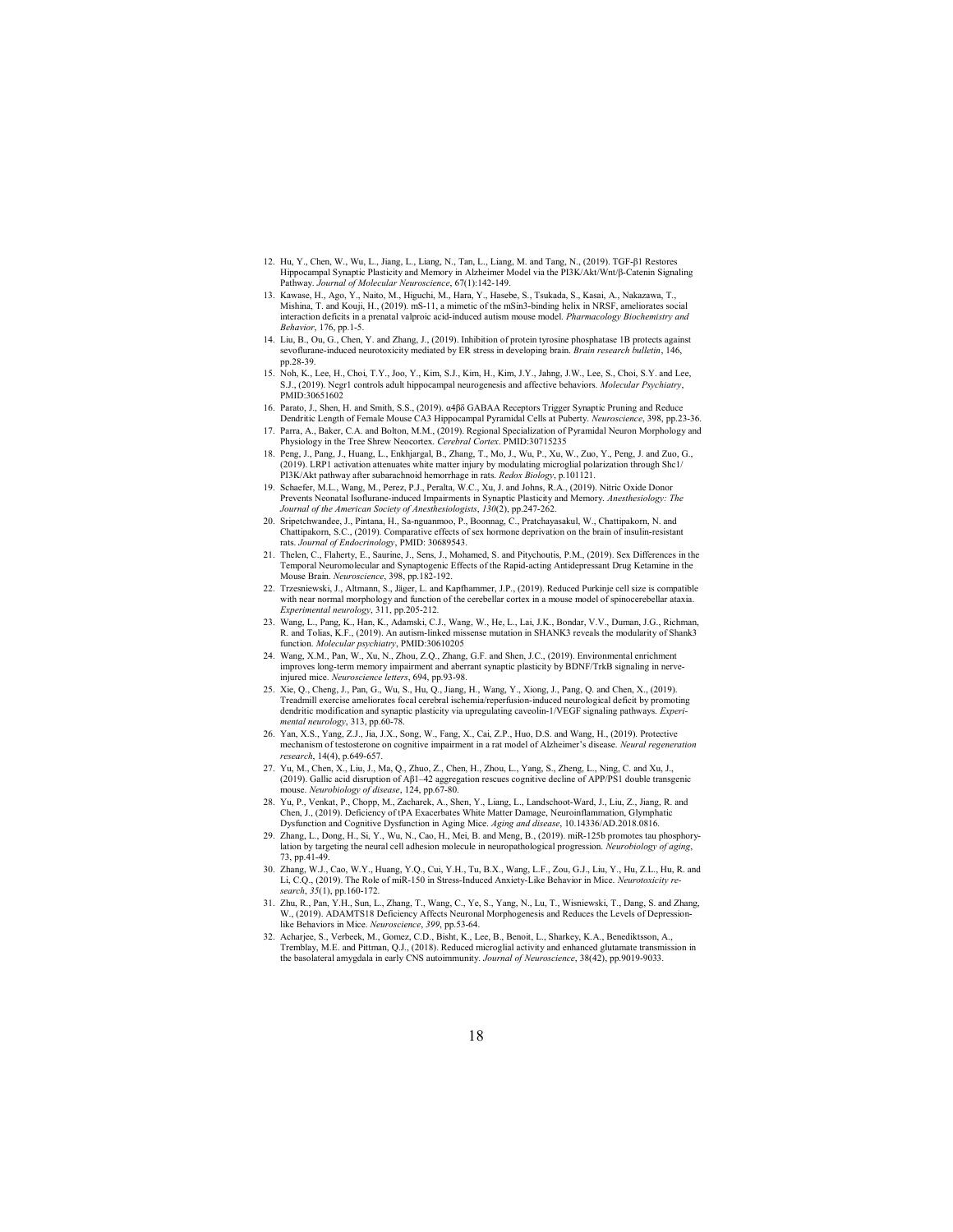12. Hu, Y., Chen, W., Wu, L., Jiang, L., Liang, N., Tan, L., Liang, M. and Tang, N., (2019). TGF-β1 Restores Hippocampal Synaptic Plasticity and Memory in Alzheimer Model via the PI3K/Akt/Wnt/β-Catenin Signaling Pathway. *Journal of Molecular Neuroscience*, 67(1):142-149.
13. Kawase, H., Ago, Y., Naito, M., Higuchi, M., Hara, Y., Hasebe, S., Tsukada, S., Kasai, A., Nakazawa, T., Mishina, T. and Kouji, H., (2019). mS-11, a mimetic of the mSin3-binding helix in NRSF, ameliorates social interaction deficits in a prenatal valproic acid-induced autism mouse model. *Pharmacology Biochemistry and Behavior*, 176, pp.1-5.
14. Liu, B., Ou, G., Chen, Y. and Zhang, J., (2019). Inhibition of protein tyrosine phosphatase 1B protects against sevoflurane-induced neurotoxicity mediated by ER stress in developing brain. *Brain research bulletin*, 146, pp.28-39.
15. Noh, K., Lee, H., Choi, T.Y., Joo, Y., Kim, S.J., Kim, H., Kim, J.Y., Jahng, J.W., Lee, S., Choi, S.Y. and Lee, S.J., (2019). Negr1 controls adult hippocampal neurogenesis and affective behaviors. *Molecular Psychiatry*, PMID:30651602
16. Parato, J., Shen, H. and Smith, S.S., (2019). α4βδ GABAA Receptors Trigger Synaptic Pruning and Reduce Dendritic Length of Female Mouse CA3 Hippocampal Pyramidal Cells at Puberty. *Neuroscience*, 398, pp.23-36.
17. Parra, A., Baker, C.A. and Bolton, M.M., (2019). Regional Specialization of Pyramidal Neuron Morphology and Physiology in the Tree Shrew Neocortex. *Cerebral Cortex*. PMID:30715235
18. Peng, J., Pang, J., Huang, L., Enkhjargal, B., Zhang, T., Mo, J., Wu, P., Xu, W., Zuo, Y., Peng, J. and Zuo, G., (2019). LRP1 activation attenuates white matter injury by modulating microglial polarization through Shc1/PI3K/Akt pathway after subarachnoid hemorrhage in rats. *Redox Biology*, p.101121.
19. Schaefer, M.L., Wang, M., Perez, P.J., Peralta, W.C., Xu, J. and Johns, R.A., (2019). Nitric Oxide Donor Prevents Neonatal Isoflurane-induced Impairments in Synaptic Plasticity and Memory. *Anesthesiology: The Journal of the American Society of Anesthesiologists*, *130*(2), pp.247-262.
20. Sripetchwandee, J., Pintana, H., Sa-nguanmoo, P., Boonnag, C., Pratchayasakul, W., Chattipakorn, N. and Chattipakorn, S.C., (2019). Comparative effects of sex hormone deprivation on the brain of insulin-resistant rats. *Journal of Endocrinology*, PMID: 30689543.
21. Thelen, C., Flaherty, E., Saurine, J., Sens, J., Mohamed, S. and Pitychoutis, P.M., (2019). Sex Differences in the Temporal Neuromolecular and Synaptogenic Effects of the Rapid-acting Antidepressant Drug Ketamine in the Mouse Brain. *Neuroscience*, 398, pp.182-192.
22. Trzesniewski, J., Altmann, S., Jäger, L. and Kapfhammer, J.P., (2019). Reduced Purkinje cell size is compatible with near normal morphology and function of the cerebellar cortex in a mouse model of spinocerebellar ataxia. *Experimental neurology*, 311, pp.205-212.
23. Wang, L., Pang, K., Han, K., Adamski, C.J., Wang, W., He, L., Lai, J.K., Bondar, V.V., Duman, J.G., Richman, R. and Tolias, K.F., (2019). An autism-linked missense mutation in SHANK3 reveals the modularity of Shank3 function. *Molecular psychiatry*, PMID:30610205
24. Wang, X.M., Pan, W., Xu, N., Zhou, Z.Q., Zhang, G.F. and Shen, J.C., (2019). Environmental enrichment improves long-term memory impairment and aberrant synaptic plasticity by BDNF/TrkB signaling in nerve-injured mice. *Neuroscience letters*, 694, pp.93-98.
25. Xie, Q., Cheng, J., Pan, G., Wu, S., Hu, Q., Jiang, H., Wang, Y., Xiong, J., Pang, Q. and Chen, X., (2019). Treadmill exercise ameliorates focal cerebral ischemia/reperfusion-induced neurological deficit by promoting dendritic modification and synaptic plasticity via upregulating caveolin-1/VEGF signaling pathways. *Experimental neurology*, 313, pp.60-78.
26. Yan, X.S., Yang, Z.J., Jia, J.X., Song, W., Fang, X., Cai, Z.P., Huo, D.S. and Wang, H., (2019). Protective mechanism of testosterone on cognitive impairment in a rat model of Alzheimer's disease. *Neural regeneration research*, 14(4), p.649-657.
27. Yu, M., Chen, X., Liu, J., Ma, Q., Zhuo, Z., Chen, H., Zhou, L., Yang, S., Zheng, L., Ning, C. and Xu, J., (2019). Gallic acid disruption of Aβ1–42 aggregation rescues cognitive decline of APP/PS1 double transgenic mouse. *Neurobiology of disease*, 124, pp.67-80.
28. Yu, P., Venkat, P., Chopp, M., Zacharek, A., Shen, Y., Liang, L., Landschoot-Ward, J., Liu, Z., Jiang, R. and Chen, J., (2019). Deficiency of tPA Exacerbates White Matter Damage, Neuroinflammation, Glymphatic Dysfunction and Cognitive Dysfunction in Aging Mice. *Aging and disease*, 10.14336/AD.2018.0816.
29. Zhang, L., Dong, H., Si, Y., Wu, N., Cao, H., Mei, B. and Meng, B., (2019). miR-125b promotes tau phosphorylation by targeting the neural cell adhesion molecule in neuropathological progression. *Neurobiology of aging*, 73, pp.41-49.
30. Zhang, W.J., Cao, W.Y., Huang, Y.Q., Cui, Y.H., Tu, B.X., Wang, L.F., Zou, G.J., Liu, Y., Hu, Z.L., Hu, R. and Li, C.Q., (2019). The Role of miR-150 in Stress-Induced Anxiety-Like Behavior in Mice. *Neurotoxicity research*, *35*(1), pp.160-172.
31. Zhu, R., Pan, Y.H., Sun, L., Zhang, T., Wang, C., Ye, S., Yang, N., Lu, T., Wisniewski, T., Dang, S. and Zhang, W., (2019). ADAMTS18 Deficiency Affects Neuronal Morphogenesis and Reduces the Levels of Depression-like Behaviors in Mice. *Neuroscience*, *399*, pp.53-64.
32. Acharjee, S., Verbeek, M., Gomez, C.D., Bisht, K., Lee, B., Benoit, L., Sharkey, K.A., Benediktsson, A., Tremblay, M.E. and Pittman, Q.J., (2018). Reduced microglial activity and enhanced glutamate transmission in the basolateral amygdala in early CNS autoimmunity. *Journal of Neuroscience*, 38(42), pp.9019-9033.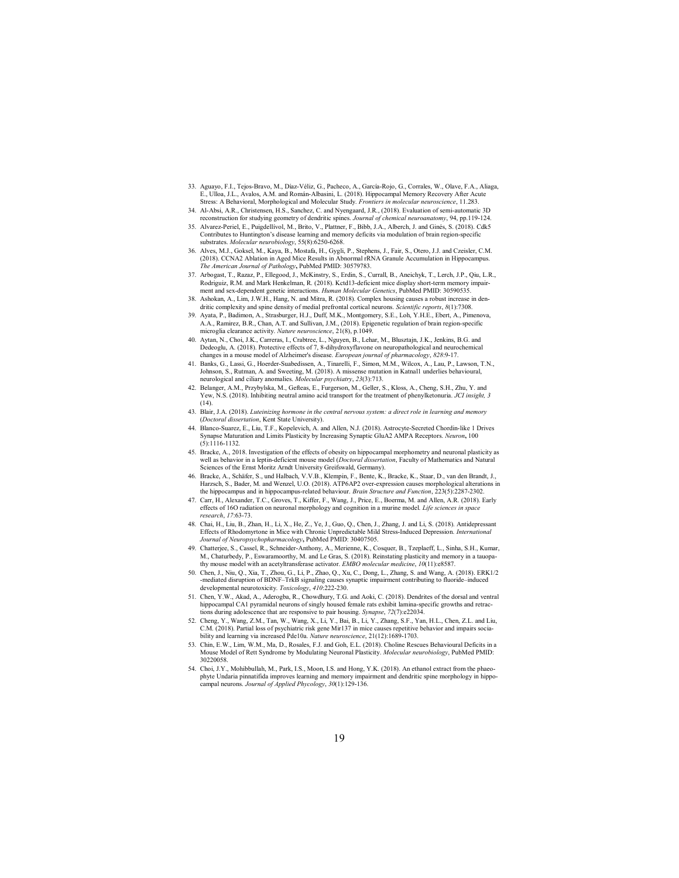33. Aguayo, F.I., Tejos-Bravo, M., Díaz-Véliz, G., Pacheco, A., García-Rojo, G., Corrales, W., Olave, F.A., Aliaga, E., Ulloa, J.L., Avalos, A.M. and Román-Albasini, L. (2018). Hippocampal Memory Recovery After Acute Stress: A Behavioral, Morphological and Molecular Study. *Frontiers in molecular neuroscience*, 11.283.
34. Al-Absi, A.R., Christensen, H.S., Sanchez, C. and Nyengaard, J.R., (2018). Evaluation of semi-automatic 3D reconstruction for studying geometry of dendritic spines. *Journal of chemical neuroanatomy*, 94, pp.119-124.
35. Alvarez-Periel, E., Puigdellívol, M., Brito, V., Plattner, F., Bibb, J.A., Alberch, J. and Ginés, S. (2018). Cdk5 Contributes to Huntington's disease learning and memory deficits via modulation of brain region-specific substrates. *Molecular neurobiology*, 55(8):6250-6268.
36. Alves, M.J., Goksel, M., Kaya, B., Mostafa, H., Gygli, P., Stephens, J., Fair, S., Otero, J.J. and Czeisler, C.M. (2018). CCNA2 Ablation in Aged Mice Results in Abnormal rRNA Granule Accumulation in Hippocampus. *The American Journal of Pathology***,** PubMed PMID: 30579783.
37. Arbogast, T., Razaz, P., Ellegood, J., McKinstry, S., Erdin, S., Currall, B., Aneichyk, T., Lerch, J.P., Qiu, L.R., Rodriguiz, R.M. and Mark Henkelman, R. (2018). Kctd13-deficient mice display short-term memory impairment and sex-dependent genetic interactions. *Human Molecular Genetics*, PubMed PMID: 30590535.
38. Ashokan, A., Lim, J.W.H., Hang, N. and Mitra, R. (2018). Complex housing causes a robust increase in dendritic complexity and spine density of medial prefrontal cortical neurons. *Scientific reports*, *8*(1):7308.
39. Ayata, P., Badimon, A., Strasburger, H.J., Duff, M.K., Montgomery, S.E., Loh, Y.H.E., Ebert, A., Pimenova, A.A., Ramirez, B.R., Chan, A.T. and Sullivan, J.M., (2018). Epigenetic regulation of brain region-specific microglia clearance activity. *Nature neuroscience*, 21(8), p.1049.
40. Aytan, N., Choi, J.K., Carreras, I., Crabtree, L., Nguyen, B., Lehar, M., Blusztajn, J.K., Jenkins, B.G. and Dedeoglu, A. (2018). Protective effects of 7, 8-dihydroxyflavone on neuropathological and neurochemical changes in a mouse model of Alzheimer's disease. *European journal of pharmacology*, *828*:9-17.
41. Banks, G., Lassi, G., Hoerder-Suabedissen, A., Tinarelli, F., Simon, M.M., Wilcox, A., Lau, P., Lawson, T.N., Johnson, S., Rutman, A. and Sweeting, M. (2018). A missense mutation in Katnal1 underlies behavioural, neurological and ciliary anomalies. *Molecular psychiatry*, *23*(3):713.
42. Belanger, A.M., Przybylska, M., Gefteas, E., Furgerson, M., Geller, S., Kloss, A., Cheng, S.H., Zhu, Y. and Yew, N.S. (2018). Inhibiting neutral amino acid transport for the treatment of phenylketonuria. *JCI insight, 3* (14).
43. Blair, J.A. (2018). *Luteinizing hormone in the central nervous system: a direct role in learning and memory* (*Doctoral dissertation*, Kent State University).
44. Blanco-Suarez, E., Liu, T.F., Kopelevich, A. and Allen, N.J. (2018). Astrocyte-Secreted Chordin-like 1 Drives Synapse Maturation and Limits Plasticity by Increasing Synaptic GluA2 AMPA Receptors. *Neuron***,** 100 (5):1116-1132.
45. Bracke, A., 2018. Investigation of the effects of obesity on hippocampal morphometry and neuronal plasticity as well as behavior in a leptin-deficient mouse model (*Doctoral dissertation*, Faculty of Mathematics and Natural Sciences of the Ernst Moritz Arndt University Greifswald, Germany).
46. Bracke, A., Schäfer, S., und Halbach, V.V.B., Klempin, F., Bente, K., Bracke, K., Staar, D., van den Brandt, J., Harzsch, S., Bader, M. and Wenzel, U.O. (2018). ATP6AP2 over-expression causes morphological alterations in the hippocampus and in hippocampus-related behaviour. *Brain Structure and Function*, 223(5):2287-2302.
47. Carr, H., Alexander, T.C., Groves, T., Kiffer, F., Wang, J., Price, E., Boerma, M. and Allen, A.R. (2018). Early effects of 16O radiation on neuronal morphology and cognition in a murine model. *Life sciences in space research*, *17*:63-73.
48. Chai, H., Liu, B., Zhan, H., Li, X., He, Z., Ye, J., Guo, Q., Chen, J., Zhang, J. and Li, S. (2018). Antidepressant Effects of Rhodomyrtone in Mice with Chronic Unpredictable Mild Stress-Induced Depression. *International Journal of Neuropsychopharmacology***,** PubMed PMID: 30407505.
49. Chatterjee, S., Cassel, R., Schneider-Anthony, A., Merienne, K., Cosquer, B., Tzeplaeff, L., Sinha, S.H., Kumar, M., Chaturbedy, P., Eswaramoorthy, M. and Le Gras, S. (2018). Reinstating plasticity and memory in a tauopathy mouse model with an acetyltransferase activator. *EMBO molecular medicine*, *10*(11):e8587.
50. Chen, J., Niu, Q., Xia, T., Zhou, G., Li, P., Zhao, Q., Xu, C., Dong, L., Zhang, S. and Wang, A. (2018). ERK1/2 -mediated disruption of BDNF–TrkB signaling causes synaptic impairment contributing to fluoride–induced developmental neurotoxicity. *Toxicology*, *410*:222-230.
51. Chen, Y.W., Akad, A., Aderogba, R., Chowdhury, T.G. and Aoki, C. (2018). Dendrites of the dorsal and ventral hippocampal CA1 pyramidal neurons of singly housed female rats exhibit lamina-specific growths and retractions during adolescence that are responsive to pair housing. *Synapse*, *72*(7):e22034.
52. Cheng, Y., Wang, Z.M., Tan, W., Wang, X., Li, Y., Bai, B., Li, Y., Zhang, S.F., Yan, H.L., Chen, Z.L. and Liu, C.M. (2018). Partial loss of psychiatric risk gene Mir137 in mice causes repetitive behavior and impairs sociability and learning via increased Pde10a. *Nature neuroscience*, 21(12):1689-1703.
53. Chin, E.W., Lim, W.M., Ma, D., Rosales, F.J. and Goh, E.L. (2018). Choline Rescues Behavioural Deficits in a Mouse Model of Rett Syndrome by Modulating Neuronal Plasticity. *Molecular neurobiology*, PubMed PMID: 30220058.
54. Choi, J.Y., Mohibbullah, M., Park, I.S., Moon, I.S. and Hong, Y.K. (2018). An ethanol extract from the phaeophyte Undaria pinnatifida improves learning and memory impairment and dendritic spine morphology in hippocampal neurons. *Journal of Applied Phycology*, *30*(1):129-136.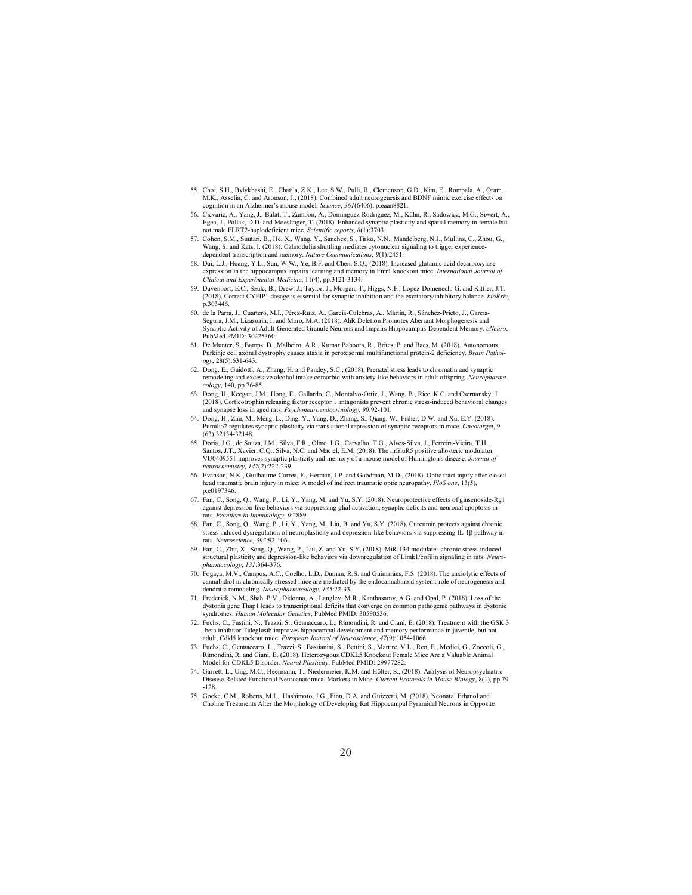55. Choi, S.H., Bylykbashi, E., Chatila, Z.K., Lee, S.W., Pulli, B., Clemenson, G.D., Kim, E., Rompala, A., Oram, M.K., Asselin, C. and Aronson, J., (2018). Combined adult neurogenesis and BDNF mimic exercise effects on cognition in an Alzheimer's mouse model. *Science*, *361*(6406), p.eaan8821.
56. Cicvaric, A., Yang, J., Bulat, T., Zambon, A., Dominguez-Rodriguez, M., Kühn, R., Sadowicz, M.G., Siwert, A., Egea, J., Pollak, D.D. and Moeslinger, T. (2018). Enhanced synaptic plasticity and spatial memory in female but not male FLRT2-haplodeficient mice. *Scientific reports*, *8*(1):3703.
57. Cohen, S.M., Suutari, B., He, X., Wang, Y., Sanchez, S., Tirko, N.N., Mandelberg, N.J., Mullins, C., Zhou, G., Wang, S. and Kats, I. (2018). Calmodulin shuttling mediates cytonuclear signaling to trigger experience-dependent transcription and memory. *Nature Communications*, *9*(1):2451.
58. Dai, L.J., Huang, Y.L., Sun, W.W., Ye, B.F. and Chen, S.Q., (2018). Increased glutamic acid decarboxylase expression in the hippocampus impairs learning and memory in Fmr1 knockout mice. *International Journal of Clinical and Experimental Medicine*, 11(4), pp.3121-3134.
59. Davenport, E.C., Szulc, B., Drew, J., Taylor, J., Morgan, T., Higgs, N.F., Lopez-Domenech, G. and Kittler, J.T. (2018). Correct CYFIP1 dosage is essential for synaptic inhibition and the excitatory/inhibitory balance. *bioRxiv*, p.303446.
60. de la Parra, J., Cuartero, M.I., Pérez-Ruiz, A., García-Culebras, A., Martín, R., Sánchez-Prieto, J., García-Segura, J.M., Lizasoain, I. and Moro, M.A. (2018). AhR Deletion Promotes Aberrant Morphogenesis and Synaptic Activity of Adult-Generated Granule Neurons and Impairs Hippocampus-Dependent Memory. *eNeuro*, PubMed PMID: 30225360.
61. De Munter, S., Bamps, D., Malheiro, A.R., Kumar Baboota, R., Brites, P. and Baes, M. (2018). Autonomous Purkinje cell axonal dystrophy causes ataxia in peroxisomal multifunctional protein-2 deficiency. *Brain Pathology*, 28(5):631-643.
62. Dong, E., Guidotti, A., Zhang, H. and Pandey, S.C., (2018). Prenatal stress leads to chromatin and synaptic remodeling and excessive alcohol intake comorbid with anxiety-like behaviors in adult offspring. *Neuropharmacology*, 140, pp.76-85.
63. Dong, H., Keegan, J.M., Hong, E., Gallardo, C., Montalvo-Ortiz, J., Wang, B., Rice, K.C. and Csernansky, J. (2018). Corticotrophin releasing factor receptor 1 antagonists prevent chronic stress-induced behavioral changes and synapse loss in aged rats. *Psychoneuroendocrinology*, *90*:92-101.
64. Dong, H., Zhu, M., Meng, L., Ding, Y., Yang, D., Zhang, S., Qiang, W., Fisher, D.W. and Xu, E.Y. (2018). Pumilio2 regulates synaptic plasticity via translational repression of synaptic receptors in mice. *Oncotarget*, 9 (63):32134-32148.
65. Doria, J.G., de Souza, J.M., Silva, F.R., Olmo, I.G., Carvalho, T.G., Alves-Silva, J., Ferreira-Vieira, T.H., Santos, J.T., Xavier, C.Q., Silva, N.C. and Maciel, E.M. (2018). The mGluR5 positive allosteric modulator VU0409551 improves synaptic plasticity and memory of a mouse model of Huntington's disease. *Journal of neurochemistry*, *147*(2):222-239.
66. Evanson, N.K., Guilhaume-Correa, F., Herman, J.P. and Goodman, M.D., (2018). Optic tract injury after closed head traumatic brain injury in mice: A model of indirect traumatic optic neuropathy. *PloS one*, 13(5), p.e0197346.
67. Fan, C., Song, Q., Wang, P., Li, Y., Yang, M. and Yu, S.Y. (2018). Neuroprotective effects of ginsenoside-Rg1 against depression-like behaviors via suppressing glial activation, synaptic deficits and neuronal apoptosis in rats. *Frontiers in Immunology*, *9*:2889.
68. Fan, C., Song, Q., Wang, P., Li, Y., Yang, M., Liu, B. and Yu, S.Y. (2018). Curcumin protects against chronic stress-induced dysregulation of neuroplasticity and depression-like behaviors via suppressing IL-1β pathway in rats. *Neuroscience*, *392*:92-106.
69. Fan, C., Zhu, X., Song, Q., Wang, P., Liu, Z. and Yu, S.Y. (2018). MiR-134 modulates chronic stress-induced structural plasticity and depression-like behaviors via downregulation of Limk1/cofilin signaling in rats. *Neuropharmacology*, *131*:364-376.
70. Fogaça, M.V., Campos, A.C., Coelho, L.D., Duman, R.S. and Guimarães, F.S. (2018). The anxiolytic effects of cannabidiol in chronically stressed mice are mediated by the endocannabinoid system: role of neurogenesis and dendritic remodeling. *Neuropharmacology*, *135*:22-33.
71. Frederick, N.M., Shah, P.V., Didonna, A., Langley, M.R., Kanthasamy, A.G. and Opal, P. (2018). Loss of the dystonia gene Thap1 leads to transcriptional deficits that converge on common pathogenic pathways in dystonic syndromes. *Human Molecular Genetics*, PubMed PMID: 30590536.
72. Fuchs, C., Fustini, N., Trazzi, S., Gennaccaro, L., Rimondini, R. and Ciani, E. (2018). Treatment with the GSK 3 -beta inhibitor Tideglusib improves hippocampal development and memory performance in juvenile, but not adult, Cdkl5 knockout mice. *European Journal of Neuroscience*, *47*(9):1054-1066.
73. Fuchs, C., Gennaccaro, L., Trazzi, S., Bastianini, S., Bettini, S., Martire, V.L., Ren, E., Medici, G., Zoccoli, G., Rimondini, R. and Ciani, E. (2018). Heterozygous CDKL5 Knockout Female Mice Are a Valuable Animal Model for CDKL5 Disorder. *Neural Plasticity*, PubMed PMID: 29977282.
74. Garrett, L., Ung, M.C., Heermann, T., Niedermeier, K.M. and Hölter, S., (2018). Analysis of Neuropsychiatric Disease-Related Functional Neuroanatomical Markers in Mice. *Current Protocols in Mouse Biology*, 8(1), pp.79 -128.
75. Goeke, C.M., Roberts, M.L., Hashimoto, J.G., Finn, D.A. and Guizzetti, M. (2018). Neonatal Ethanol and Choline Treatments Alter the Morphology of Developing Rat Hippocampal Pyramidal Neurons in Opposite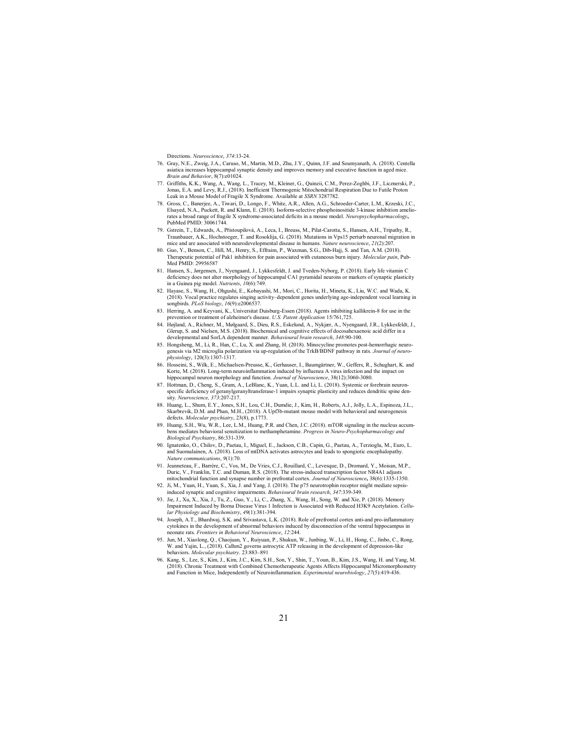Directions. *Neuroscience*, *374*:13-24.

76. Gray, N.E., Zweig, J.A., Caruso, M., Martin, M.D., Zhu, J.Y., Quinn, J.F. and Soumyanath, A. (2018). Centella asiatica increases hippocampal synaptic density and improves memory and executive function in aged mice. *Brain and Behavior*, 8(7):e01024.
77. Griffiths, K.K., Wang, A., Wang, L., Tracey, M., Kleiner, G., Quinzii, C.M., Perez-Zoghbi, J.F., Licznerski, P., Jonas, E.A. and Levy, R.J., (2018). Inefficient Thermogenic Mitochondrial Respiration Due to Futile Proton Leak in a Mouse Model of Fragile X Syndrome. Available at *SSRN* 3287782.
78. Gross, C., Banerjee, A., Tiwari, D., Longo, F., White, A.R., Allen, A.G., Schroeder-Carter, L.M., Krzeski, J.C., Elsayed, N.A., Puckett, R. and Klann, E. (2018). Isoform-selective phosphoinositide 3-kinase inhibition ameliorates a broad range of fragile X syndrome-associated deficits in a mouse model. *Neuropsychopharmacology*, PubMed PMID: 30061744.
79. Gstrein, T., Edwards, A., Přistoupilová, A., Leca, I., Breuss, M., Pilat-Carotta, S., Hansen, A.H., Tripathy, R., Traunbauer, A.K., Hochstoeger, T. and Rosoklija, G. (2018). Mutations in Vps15 perturb neuronal migration in mice and are associated with neurodevelopmental disease in humans. *Nature neuroscience*, *21*(2):207.
80. Guo, Y., Benson, C., Hill, M., Henry, S., Effraim, P., Waxman, S.G., Dib-Hajj, S. and Tan, A.M. (2018). Therapeutic potential of Pak1 inhibition for pain associated with cutaneous burn injury. *Molecular pain*, PubMed PMID: 29956587
81. Hansen, S., Jørgensen, J., Nyengaard, J., Lykkesfeldt, J. and Tveden-Nyborg, P. (2018). Early life vitamin C deficiency does not alter morphology of hippocampal CA1 pyramidal neurons or markers of synaptic plasticity in a Guinea pig model. *Nutrients*, *10*(6):749.
82. Hayase, S., Wang, H., Ohgushi, E., Kobayashi, M., Mori, C., Horita, H., Mineta, K., Liu, W.C. and Wada, K. (2018). Vocal practice regulates singing activity–dependent genes underlying age-independent vocal learning in songbirds. *PLoS biology*, *16*(9):e2006537.
83. Herring, A. and Keyvani, K., Universitat Duisburg-Essen (2018). Agents inhibiting kallikrein-8 for use in the prevention or treatment of alzheimer's disease. *U.S. Patent Application* 15/761,725.
84. Højland, A., Richner, M., Mølgaard, S., Dieu, R.S., Eskelund, A., Nykjær, A., Nyengaard, J.R., Lykkesfeldt, J., Glerup, S. and Nielsen, M.S. (2018). Biochemical and cognitive effects of docosahexaenoic acid differ in a developmental and SorLA dependent manner. *Behavioural brain research*, *348*:90-100.
85. Hongsheng, M., Li, R., Han, C., Lu, X. and Zhang, H. (2018). Minocycline promotes post-hemorrhagic neurogenesis via M2 microglia polarization via up-regulation of the TrkB/BDNF pathway in rats. *Journal of neurophysiology*, 120(3):1307-1317.
86. Hosseini, S., Wilk, E., Michaelsen-Preusse, K., Gerhauser, I., Baumgärtner, W., Geffers, R., Schughart, K. and Korte, M. (2018). Long-term neuroinflammation induced by influenza A virus infection and the impact on hippocampal neuron morphology and function. *Journal of Neuroscience*, 38(12):3060-3080.
87. Hottman, D., Cheng, S., Gram, A., LeBlanc, K., Yuan, L.L. and Li, L. (2018). Systemic or forebrain neuron-specific deficiency of geranylgeranyltransferase-1 impairs synaptic plasticity and reduces dendritic spine density. *Neuroscience, 373*:207-217.
88. Huang, L., Shum, E.Y., Jones, S.H., Lou, C.H., Dumdie, J., Kim, H., Roberts, A.J., Jolly, L.A., Espinoza, J.L., Skarbrevik, D.M. and Phan, M.H., (2018). A Upf3b-mutant mouse model with behavioral and neurogenesis defects. *Molecular psychiatry*, 23(8), p.1773.
89. Huang, S.H., Wu, W.R., Lee, L.M., Huang, P.R. and Chen, J.C. (2018). mTOR signaling in the nucleus accumbens mediates behavioral sensitization to methamphetamine. *Progress in Neuro-Psychopharmacology and Biological Psychiatry*, 86:331-339.
90. Ignatenko, O., Chilov, D., Paetau, I., Miguel, E., Jackson, C.B., Capin, G., Paetau, A., Terzioglu, M., Euro, L. and Suomalainen, A. (2018). Loss of mtDNA activates astrocytes and leads to spongiotic encephalopathy. *Nature communications*, *9*(1):70.
91. Jeanneteau, F., Barrère, C., Vos, M., De Vries, C.J., Rouillard, C., Levesque, D., Dromard, Y., Moisan, M.P., Duric, V., Franklin, T.C. and Duman, R.S. (2018). The stress-induced transcription factor NR4A1 adjusts mitochondrial function and synapse number in prefrontal cortex. *Journal of Neuroscience***,** 38(6):1335-1350.
92. Ji, M., Yuan, H., Yuan, S., Xia, J. and Yang, J. (2018). The p75 neurotrophin receptor might mediate sepsis-induced synaptic and cognitive impairments. *Behavioural brain research*, *347*:339-349.
93. Jie, J., Xu, X., Xia, J., Tu, Z., Guo, Y., Li, C., Zhang, X., Wang, H., Song, W. and Xie, P. (2018). Memory Impairment Induced by Borna Disease Virus 1 Infection is Associated with Reduced H3K9 Acetylation. *Cellular Physiology and Biochemistry*, *49*(1):381-394.
94. Joseph, A.T., Bhardwaj, S.K. and Srivastava, L.K. (2018). Role of prefrontal cortex anti-and pro-inflammatory cytokines in the development of abnormal behaviors induced by disconnection of the ventral hippocampus in neonate rats. *Frontiers in Behavioral Neuroscience*, *12*:244.
95. Jun, M., Xiaolong, Q., Chaojuan, Y., Ruiyuan, P., Shukun, W., Junbing, W., Li, H., Hong, C., Jinbo, C., Rong, W. and Yajin, L., (2018). Calhm2 governs astrocytic ATP releasing in the development of depression-like behaviors. *Molecular psychiatry*. 23:883–891
96. Kang, S., Lee, S., Kim, J., Kim, J.C., Kim, S.H., Son, Y., Shin, T., Youn, B., Kim, J.S., Wang, H. and Yang, M. (2018). Chronic Treatment with Combined Chemotherapeutic Agents Affects Hippocampal Micromorphometry and Function in Mice, Independently of Neuroinflammation. *Experimental neurobiology*, *27*(5):419-436.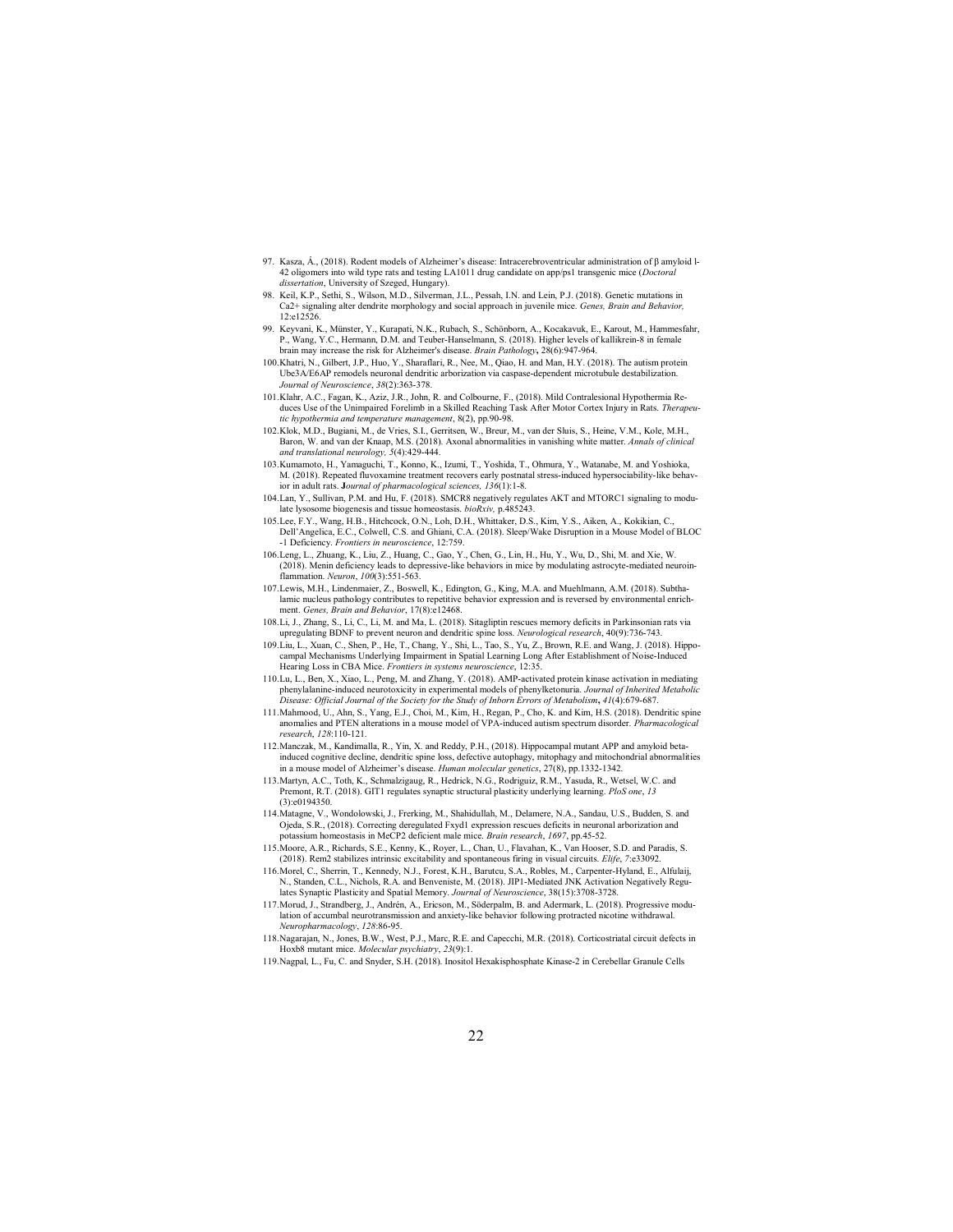97. Kasza, Á., (2018). Rodent models of Alzheimer's disease: Intracerebroventricular administration of β amyloid l-42 oligomers into wild type rats and testing LA1011 drug candidate on app/ps1 transgenic mice (*Doctoral dissertation*, University of Szeged, Hungary).
98. Keil, K.P., Sethi, S., Wilson, M.D., Silverman, J.L., Pessah, I.N. and Lein, P.J. (2018). Genetic mutations in Ca2+ signaling alter dendrite morphology and social approach in juvenile mice. *Genes, Brain and Behavior,* 12:e12526.
99. Keyvani, K., Münster, Y., Kurapati, N.K., Rubach, S., Schönborn, A., Kocakavuk, E., Karout, M., Hammesfahr, P., Wang, Y.C., Hermann, D.M. and Teuber‐Hanselmann, S. (2018). Higher levels of kallikrein‐8 in female brain may increase the risk for Alzheimer's disease. *Brain Pathology***,** 28(6):947-964.
100. Khatri, N., Gilbert, J.P., Huo, Y., Sharaflari, R., Nee, M., Qiao, H. and Man, H.Y. (2018). The autism protein Ube3A/E6AP remodels neuronal dendritic arborization via caspase-dependent microtubule destabilization. *Journal of Neuroscience*, *38*(2):363-378.
101. Klahr, A.C., Fagan, K., Aziz, J.R., John, R. and Colbourne, F., (2018). Mild Contralesional Hypothermia Reduces Use of the Unimpaired Forelimb in a Skilled Reaching Task After Motor Cortex Injury in Rats. *Therapeutic hypothermia and temperature management*, 8(2), pp.90-98.
102. Klok, M.D., Bugiani, M., de Vries, S.I., Gerritsen, W., Breur, M., van der Sluis, S., Heine, V.M., Kole, M.H., Baron, W. and van der Knaap, M.S. (2018). Axonal abnormalities in vanishing white matter. *Annals of clinical and translational neurology, 5*(4):429-444.
103. Kumamoto, H., Yamaguchi, T., Konno, K., Izumi, T., Yoshida, T., Ohmura, Y., Watanabe, M. and Yoshioka, M. (2018). Repeated fluvoxamine treatment recovers early postnatal stress-induced hypersociability-like behavior in adult rats. ***J****ournal of pharmacological sciences, 136*(1):1-8.
104. Lan, Y., Sullivan, P.M. and Hu, F. (2018). SMCR8 negatively regulates AKT and MTORC1 signaling to modulate lysosome biogenesis and tissue homeostasis. *bioRxiv,* p.485243.
105. Lee, F.Y., Wang, H.B., Hitchcock, O.N., Loh, D.H., Whittaker, D.S., Kim, Y.S., Aiken, A., Kokikian, C., Dell'Angelica, E.C., Colwell, C.S. and Ghiani, C.A. (2018). Sleep/Wake Disruption in a Mouse Model of BLOC-1 Deficiency. *Frontiers in neuroscience*, 12:759.
106. Leng, L., Zhuang, K., Liu, Z., Huang, C., Gao, Y., Chen, G., Lin, H., Hu, Y., Wu, D., Shi, M. and Xie, W. (2018). Menin deficiency leads to depressive-like behaviors in mice by modulating astrocyte-mediated neuroinflammation. *Neuron*, *100*(3):551-563.
107. Lewis, M.H., Lindenmaier, Z., Boswell, K., Edington, G., King, M.A. and Muehlmann, A.M. (2018). Subthalamic nucleus pathology contributes to repetitive behavior expression and is reversed by environmental enrichment. *Genes, Brain and Behavior*, 17(8):e12468.
108. Li, J., Zhang, S., Li, C., Li, M. and Ma, L. (2018). Sitagliptin rescues memory deficits in Parkinsonian rats via upregulating BDNF to prevent neuron and dendritic spine loss. *Neurological research*, 40(9):736-743.
109. Liu, L., Xuan, C., Shen, P., He, T., Chang, Y., Shi, L., Tao, S., Yu, Z., Brown, R.E. and Wang, J. (2018). Hippocampal Mechanisms Underlying Impairment in Spatial Learning Long After Establishment of Noise-Induced Hearing Loss in CBA Mice. *Frontiers in systems neuroscience*, 12:35.
110. Lu, L., Ben, X., Xiao, L., Peng, M. and Zhang, Y. (2018). AMP-activated protein kinase activation in mediating phenylalanine-induced neurotoxicity in experimental models of phenylketonuria. *Journal of Inherited Metabolic Disease: Official Journal of the Society for the Study of Inborn Errors of Metabolism***,** *41*(4):679-687.
111. Mahmood, U., Ahn, S., Yang, E.J., Choi, M., Kim, H., Regan, P., Cho, K. and Kim, H.S. (2018). Dendritic spine anomalies and PTEN alterations in a mouse model of VPA-induced autism spectrum disorder. *Pharmacological research*, *128*:110-121.
112. Manczak, M., Kandimalla, R., Yin, X. and Reddy, P.H., (2018). Hippocampal mutant APP and amyloid beta-induced cognitive decline, dendritic spine loss, defective autophagy, mitophagy and mitochondrial abnormalities in a mouse model of Alzheimer's disease. *Human molecular genetics*, 27(8), pp.1332-1342.
113. Martyn, A.C., Toth, K., Schmalzigaug, R., Hedrick, N.G., Rodriguiz, R.M., Yasuda, R., Wetsel, W.C. and Premont, R.T. (2018). GIT1 regulates synaptic structural plasticity underlying learning. *PloS one*, *13* (3):e0194350.
114. Matagne, V., Wondolowski, J., Frerking, M., Shahidullah, M., Delamere, N.A., Sandau, U.S., Budden, S. and Ojeda, S.R., (2018). Correcting deregulated Fxyd1 expression rescues deficits in neuronal arborization and potassium homeostasis in MeCP2 deficient male mice. *Brain research*, *1697*, pp.45-52.
115. Moore, A.R., Richards, S.E., Kenny, K., Royer, L., Chan, U., Flavahan, K., Van Hooser, S.D. and Paradis, S. (2018). Rem2 stabilizes intrinsic excitability and spontaneous firing in visual circuits. *Elife*, *7*:e33092.
116. Morel, C., Sherrin, T., Kennedy, N.J., Forest, K.H., Barutcu, S.A., Robles, M., Carpenter-Hyland, E., Alfulaij, N., Standen, C.L., Nichols, R.A. and Benveniste, M. (2018). JIP1-Mediated JNK Activation Negatively Regulates Synaptic Plasticity and Spatial Memory. *Journal of Neuroscience*, 38(15):3708-3728.
117. Morud, J., Strandberg, J., Andrén, A., Ericson, M., Söderpalm, B. and Adermark, L. (2018). Progressive modulation of accumbal neurotransmission and anxiety-like behavior following protracted nicotine withdrawal. *Neuropharmacology*, *128*:86-95.
118. Nagarajan, N., Jones, B.W., West, P.J., Marc, R.E. and Capecchi, M.R. (2018). Corticostriatal circuit defects in Hoxb8 mutant mice. *Molecular psychiatry*, *23*(9):1.
119. Nagpal, L., Fu, C. and Snyder, S.H. (2018). Inositol Hexakisphosphate Kinase-2 in Cerebellar Granule Cells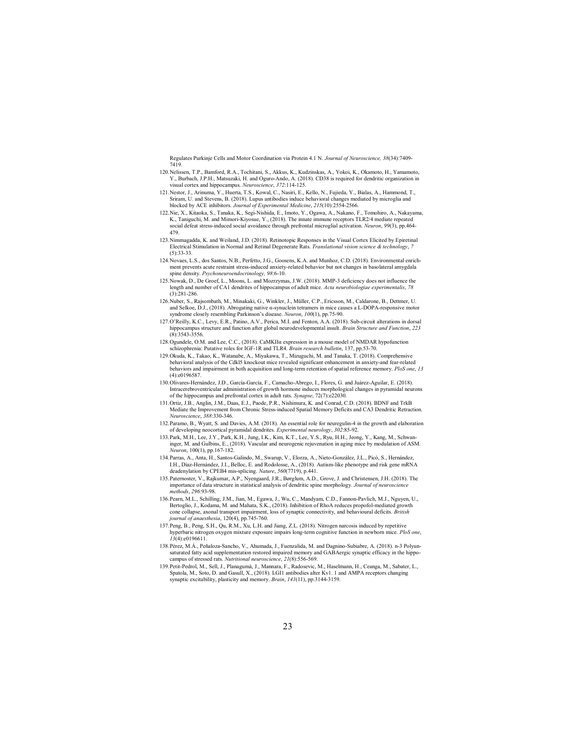Regulates Purkinje Cells and Motor Coordination via Protein 4.1 N. *Journal of Neuroscience, 38*(34):7409-7419.

120. Nelissen, T.P., Bamford, R.A., Tochitani, S., Akkus, K., Kudzinskas, A., Yokoi, K., Okamoto, H., Yamamoto, Y., Burbach, J.P.H., Matsuzaki, H. and Oguro-Ando, A. (2018). CD38 is required for dendritic organization in visual cortex and hippocampus. *Neuroscience*, *372*:114-125.
121. Nestor, J., Arinuma, Y., Huerta, T.S., Kowal, C., Nasiri, E., Kello, N., Fujieda, Y., Bialas, A., Hammond, T., Sriram, U. and Stevens, B. (2018). Lupus antibodies induce behavioral changes mediated by microglia and blocked by ACE inhibitors. *Journal of Experimental Medicine*, *215*(10):2554-2566.
122. Nie, X., Kitaoka, S., Tanaka, K., Segi-Nishida, E., Imoto, Y., Ogawa, A., Nakano, F., Tomohiro, A., Nakayama, K., Taniguchi, M. and Mimori-Kiyosue, Y., (2018). The innate immune receptors TLR2/4 mediate repeated social defeat stress-induced social avoidance through prefrontal microglial activation. *Neuron*, *99*(3), pp.464-479.
123. Nimmagadda, K. and Weiland, J.D. (2018). Retinotopic Responses in the Visual Cortex Elicited by Epiretinal Electrical Stimulation in Normal and Retinal Degenerate Rats. *Translational vision science & technology*, *7* (5):33-33.
124. Novaes, L.S., dos Santos, N.B., Perfetto, J.G., Goosens, K.A. and Munhoz, C.D. (2018). Environmental enrichment prevents acute restraint stress-induced anxiety-related behavior but not changes in basolateral amygdala spine density. *Psychoneuroendocrinology, 98*:6-10.
125. Nowak, D., De Groef, L., Moons, L. and Mozrzymas, J.W. (2018). MMP-3 deficiency does not influence the length and number of CA1 dendrites of hippocampus of adult mice. *Acta neurobiologiae experimentalis*, *78* (3):281-286.
126. Nuber, S., Rajsombath, M., Minakaki, G., Winkler, J., Müller, C.P., Ericsson, M., Caldarone, B., Dettmer, U. and Selkoe, D.J., (2018). Abrogating native α-synuclein tetramers in mice causes a L-DOPA-responsive motor syndrome closely resembling Parkinson's disease. *Neuron*, *100*(1), pp.75-90.
127. O'Reilly, K.C., Levy, E.R., Patino, A.V., Perica, M.I. and Fenton, A.A. (2018). Sub-circuit alterations in dorsal hippocampus structure and function after global neurodevelopmental insult. *Brain Structure and Function*, *223* (8):3543-3556.
128. Ogundele, O.M. and Lee, C.C., (2018). CaMKIIα expression in a mouse model of NMDAR hypofunction schizophrenia: Putative roles for IGF-1R and TLR4. *Brain research bulletin*, 137, pp.53-70.
129. Okuda, K., Takao, K., Watanabe, A., Miyakawa, T., Mizuguchi, M. and Tanaka, T. (2018). Comprehensive behavioral analysis of the Cdkl5 knockout mice revealed significant enhancement in anxiety-and fear-related behaviors and impairment in both acquisition and long-term retention of spatial reference memory. *PloS one*, *13* (4):e0196587.
130. Olivares-Hernández, J.D., García-García, F., Camacho-Abrego, I., Flores, G. and Juárez-Aguilar, E. (2018). Intracerebroventricular administration of growth hormone induces morphological changes in pyramidal neurons of the hippocampus and prefrontal cortex in adult rats. *Synapse*, 72(7):e22030.
131. Ortiz, J.B., Anglin, J.M., Daas, E.J., Paode, P.R., Nishimura, K. and Conrad, C.D. (2018). BDNF and TrkB Mediate the Improvement from Chronic Stress-induced Spatial Memory Deficits and CA3 Dendritic Retraction. *Neuroscience*, *388*:330-346.
132. Paramo, B., Wyatt, S. and Davies, A.M. (2018). An essential role for neuregulin-4 in the growth and elaboration of developing neocortical pyramidal dendrites. *Experimental neurology*, *302*:85-92.
133. Park, M.H., Lee, J.Y., Park, K.H., Jung, I.K., Kim, K.T., Lee, Y.S., Ryu, H.H., Jeong, Y., Kang, M., Schwaninger, M. and Gulbins, E., (2018). Vascular and neurogenic rejuvenation in aging mice by modulation of ASM. *Neuron*, 100(1), pp.167-182.
134. Parras, A., Anta, H., Santos-Galindo, M., Swarup, V., Elorza, A., Nieto-González, J.L., Picó, S., Hernández, I.H., Díaz-Hernández, J.I., Belloc, E. and Rodolosse, A., (2018). Autism-like phenotype and risk gene mRNA deadenylation by CPEB4 mis-splicing. *Nature*, *560*(7719), p.441.
135. Paternoster, V., Rajkumar, A.P., Nyengaard, J.R., Børglum, A.D., Grove, J. and Christensen, J.H. (2018). The importance of data structure in statistical analysis of dendritic spine morphology. *Journal of neuroscience methods*, *296*:93-98.
136. Pearn, M.L., Schilling, J.M., Jian, M., Egawa, J., Wu, C., Mandyam, C.D., Fannon-Pavlich, M.J., Nguyen, U., Bertoglio, J., Kodama, M. and Mahata, S.K., (2018). Inhibition of RhoA reduces propofol-mediated growth cone collapse, axonal transport impairment, loss of synaptic connectivity, and behavioural deficits. *British journal of anaesthesia*, 120(4), pp.745-760.
137. Peng, B., Peng, S.H., Qu, R.M., Xu, L.H. and Jiang, Z.L. (2018). Nitrogen narcosis induced by repetitive hyperbaric nitrogen oxygen mixture exposure impairs long-term cognitive function in newborn mice. *PloS one*, *13*(4):e0196611.
138. Pérez, M.Á., Peñaloza-Sancho, V., Ahumada, J., Fuenzalida, M. and Dagnino-Subiabre, A. (2018). n-3 Polyunsaturated fatty acid supplementation restored impaired memory and GABAergic synaptic efficacy in the hippocampus of stressed rats. *Nutritional neuroscience*, *21*(8):556-569.
139. Petit-Pedrol, M., Sell, J., Planagumà, J., Mannara, F., Radosevic, M., Haselmann, H., Ceanga, M., Sabater, L., Spatola, M., Soto, D. and Gasull, X., (2018). LGI1 antibodies alter Kv1. 1 and AMPA receptors changing synaptic excitability, plasticity and memory. *Brain*, *141*(11), pp.3144-3159.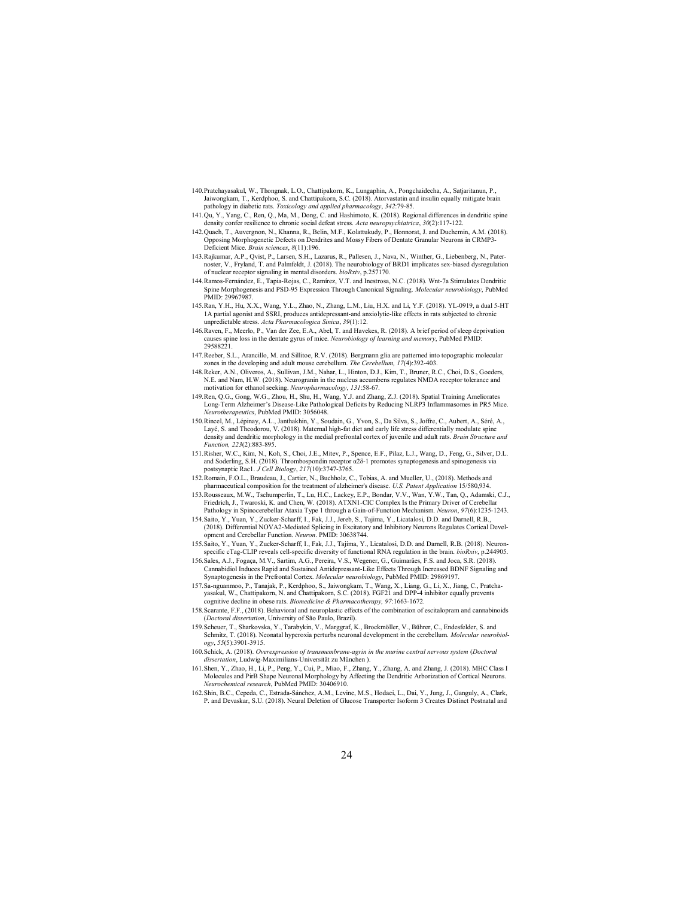140. Pratchayasakul, W., Thongnak, L.O., Chattipakorn, K., Lungaphin, A., Pongchaidecha, A., Satjaritanun, P., Jaiwongkam, T., Kerdphoo, S. and Chattipakorn, S.C. (2018). Atorvastatin and insulin equally mitigate brain pathology in diabetic rats. *Toxicology and applied pharmacology*, *342*:79-85.
141. Qu, Y., Yang, C., Ren, Q., Ma, M., Dong, C. and Hashimoto, K. (2018). Regional differences in dendritic spine density confer resilience to chronic social defeat stress. *Acta neuropsychiatrica*, *30*(2):117-122.
142. Quach, T., Auvergnon, N., Khanna, R., Belin, M.F., Kolattukudy, P., Honnorat, J. and Duchemin, A.M. (2018). Opposing Morphogenetic Defects on Dendrites and Mossy Fibers of Dentate Granular Neurons in CRMP3-Deficient Mice. *Brain sciences*, *8*(11):196.
143. Rajkumar, A.P., Qvist, P., Larsen, S.H., Lazarus, R., Pallesen, J., Nava, N., Winther, G., Liebenberg, N., Paternoster, V., Fryland, T. and Palmfeldt, J. (2018). The neurobiology of BRD1 implicates sex-biased dysregulation of nuclear receptor signaling in mental disorders. *bioRxiv*, p.257170.
144. Ramos-Fernández, E., Tapia-Rojas, C., Ramírez, V.T. and Inestrosa, N.C. (2018). Wnt-7a Stimulates Dendritic Spine Morphogenesis and PSD-95 Expression Through Canonical Signaling. *Molecular neurobiology*, PubMed PMID: 29967987.
145. Ran, Y.H., Hu, X.X., Wang, Y.L., Zhao, N., Zhang, L.M., Liu, H.X. and Li, Y.F. (2018). YL-0919, a dual 5-HT 1A partial agonist and SSRI, produces antidepressant-and anxiolytic-like effects in rats subjected to chronic unpredictable stress. *Acta Pharmacologica Sinica*, *39*(1):12.
146. Raven, F., Meerlo, P., Van der Zee, E.A., Abel, T. and Havekes, R. (2018). A brief period of sleep deprivation causes spine loss in the dentate gyrus of mice. *Neurobiology of learning and memory*, PubMed PMID: 29588221.
147. Reeber, S.L., Arancillo, M. and Sillitoe, R.V. (2018). Bergmann glia are patterned into topographic molecular zones in the developing and adult mouse cerebellum. *The Cerebellum, 17*(4):392-403.
148. Reker, A.N., Oliveros, A., Sullivan, J.M., Nahar, L., Hinton, D.J., Kim, T., Bruner, R.C., Choi, D.S., Goeders, N.E. and Nam, H.W. (2018). Neurogranin in the nucleus accumbens regulates NMDA receptor tolerance and motivation for ethanol seeking. *Neuropharmacology*, *131*:58-67.
149. Ren, Q.G., Gong, W.G., Zhou, H., Shu, H., Wang, Y.J. and Zhang, Z.J. (2018). Spatial Training Ameliorates Long-Term Alzheimer's Disease-Like Pathological Deficits by Reducing NLRP3 Inflammasomes in PR5 Mice. *Neurotherapeutics*, PubMed PMID: 3056048.
150. Rincel, M., Lépinay, A.L., Janthakhin, Y., Soudain, G., Yvon, S., Da Silva, S., Joffre, C., Aubert, A., Séré, A., Layé, S. and Theodorou, V. (2018). Maternal high-fat diet and early life stress differentially modulate spine density and dendritic morphology in the medial prefrontal cortex of juvenile and adult rats. *Brain Structure and Function, 223*(2):883-895.
151. Risher, W.C., Kim, N., Koh, S., Choi, J.E., Mitev, P., Spence, E.F., Pilaz, L.J., Wang, D., Feng, G., Silver, D.L. and Soderling, S.H. (2018). Thrombospondin receptor α2δ-1 promotes synaptogenesis and spinogenesis via postsynaptic Rac1. *J Cell Biology*, *217*(10):3747-3765.
152. Romain, F.O.L., Braudeau, J., Cartier, N., Buchholz, C., Tobias, A. and Mueller, U., (2018). Methods and pharmaceutical composition for the treatment of alzheimer's disease. *U.S. Patent Application* 15/580,934.
153. Rousseaux, M.W., Tschumperlin, T., Lu, H.C., Lackey, E.P., Bondar, V.V., Wan, Y.W., Tan, Q., Adamski, C.J., Friedrich, J., Twaroski, K. and Chen, W. (2018). ATXN1-CIC Complex Is the Primary Driver of Cerebellar Pathology in Spinocerebellar Ataxia Type 1 through a Gain-of-Function Mechanism. *Neuron*, *97*(6):1235-1243.
154. Saito, Y., Yuan, Y., Zucker-Scharff, I., Fak, J.J., Jereb, S., Tajima, Y., Licatalosi, D.D. and Darnell, R.B., (2018). Differential NOVA2-Mediated Splicing in Excitatory and Inhibitory Neurons Regulates Cortical Development and Cerebellar Function. *Neuron*. PMID: 30638744.
155. Saito, Y., Yuan, Y., Zucker-Scharff, I., Fak, J.J., Tajima, Y., Licatalosi, D.D. and Darnell, R.B. (2018). Neuron-specific cTag-CLIP reveals cell-specific diversity of functional RNA regulation in the brain. *bioRxiv*, p.244905.
156. Sales, A.J., Fogaça, M.V., Sartim, A.G., Pereira, V.S., Wegener, G., Guimarães, F.S. and Joca, S.R. (2018). Cannabidiol Induces Rapid and Sustained Antidepressant-Like Effects Through Increased BDNF Signaling and Synaptogenesis in the Prefrontal Cortex. *Molecular neurobiology*, PubMed PMID: 29869197.
157. Sa-nguanmoo, P., Tanajak, P., Kerdphoo, S., Jaiwongkam, T., Wang, X., Liang, G., Li, X., Jiang, C., Pratchayasakul, W., Chattipakorn, N. and Chattipakorn, S.C. (2018). FGF21 and DPP-4 inhibitor equally prevents cognitive decline in obese rats. *Biomedicine & Pharmacotherapy, 97*:1663-1672.
158. Scarante, F.F., (2018). Behavioral and neuroplastic effects of the combination of escitalopram and cannabinoids (*Doctoral dissertation*, University of São Paulo, Brazil).
159. Scheuer, T., Sharkovska, Y., Tarabykin, V., Marggraf, K., Brockmöller, V., Bührer, C., Endesfelder, S. and Schmitz, T. (2018). Neonatal hyperoxia perturbs neuronal development in the cerebellum. *Molecular neurobiology*, *55*(5):3901-3915.
160. Schick, A. (2018). *Overexpression of transmembrane-agrin in the murine central nervous system* (*Doctoral dissertation*, Ludwig-Maximilians-Universität zu München ).
161. Shen, Y., Zhao, H., Li, P., Peng, Y., Cui, P., Miao, F., Zhang, Y., Zhang, A. and Zhang, J. (2018). MHC Class I Molecules and PirB Shape Neuronal Morphology by Affecting the Dendritic Arborization of Cortical Neurons. *Neurochemical research*, PubMed PMID: 30406910.
162. Shin, B.C., Cepeda, C., Estrada-Sánchez, A.M., Levine, M.S., Hodaei, L., Dai, Y., Jung, J., Ganguly, A., Clark, P. and Devaskar, S.U. (2018). Neural Deletion of Glucose Transporter Isoform 3 Creates Distinct Postnatal and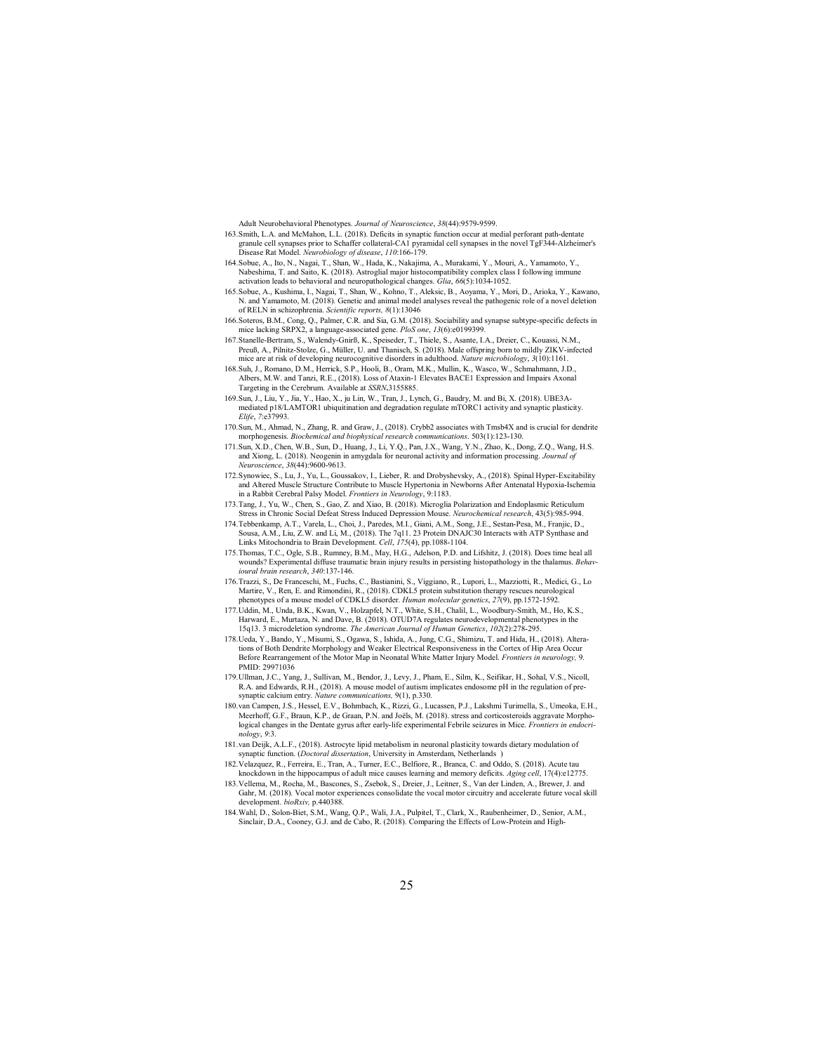Adult Neurobehavioral Phenotypes. *Journal of Neuroscience*, *38*(44):9579-9599.

163. Smith, L.A. and McMahon, L.L. (2018). Deficits in synaptic function occur at medial perforant path-dentate granule cell synapses prior to Schaffer collateral-CA1 pyramidal cell synapses in the novel TgF344-Alzheimer's Disease Rat Model. *Neurobiology of disease*, *110*:166-179.
164. Sobue, A., Ito, N., Nagai, T., Shan, W., Hada, K., Nakajima, A., Murakami, Y., Mouri, A., Yamamoto, Y., Nabeshima, T. and Saito, K. (2018). Astroglial major histocompatibility complex class I following immune activation leads to behavioral and neuropathological changes. *Glia*, *66*(5):1034-1052.
165. Sobue, A., Kushima, I., Nagai, T., Shan, W., Kohno, T., Aleksic, B., Aoyama, Y., Mori, D., Arioka, Y., Kawano, N. and Yamamoto, M. (2018). Genetic and animal model analyses reveal the pathogenic role of a novel deletion of RELN in schizophrenia. *Scientific reports, 8*(1):13046
166. Soteros, B.M., Cong, Q., Palmer, C.R. and Sia, G.M. (2018). Sociability and synapse subtype-specific defects in mice lacking SRPX2, a language-associated gene. *PloS one*, *13*(6):e0199399.
167. Stanelle-Bertram, S., Walendy-Gnirß, K., Speiseder, T., Thiele, S., Asante, I.A., Dreier, C., Kouassi, N.M., Preuß, A., Pilnitz-Stolze, G., Müller, U. and Thanisch, S. (2018). Male offspring born to mildly ZIKV-infected mice are at risk of developing neurocognitive disorders in adulthood. *Nature microbiology*, *3*(10):1161.
168. Suh, J., Romano, D.M., Herrick, S.P., Hooli, B., Oram, M.K., Mullin, K., Wasco, W., Schmahmann, J.D., Albers, M.W. and Tanzi, R.E., (2018). Loss of Ataxin-1 Elevates BACE1 Expression and Impairs Axonal Targeting in the Cerebrum. Available at *SSRN***.**3155885.
169. Sun, J., Liu, Y., Jia, Y., Hao, X., ju Lin, W., Tran, J., Lynch, G., Baudry, M. and Bi, X. (2018). UBE3A-mediated p18/LAMTOR1 ubiquitination and degradation regulate mTORC1 activity and synaptic plasticity. *Elife*, *7*:e37993.
170. Sun, M., Ahmad, N., Zhang, R. and Graw, J., (2018). Crybb2 associates with Tmsb4X and is crucial for dendrite morphogenesis. *Biochemical and biophysical research communications*. 503(1):123-130.
171. Sun, X.D., Chen, W.B., Sun, D., Huang, J., Li, Y.Q., Pan, J.X., Wang, Y.N., Zhao, K., Dong, Z.Q., Wang, H.S. and Xiong, L. (2018). Neogenin in amygdala for neuronal activity and information processing. *Journal of Neuroscience*, *38*(44):9600-9613.
172. Synowiec, S., Lu, J., Yu, L., Goussakov, I., Lieber, R. and Drobyshevsky, A., (2018). Spinal Hyper-Excitability and Altered Muscle Structure Contribute to Muscle Hypertonia in Newborns After Antenatal Hypoxia-Ischemia in a Rabbit Cerebral Palsy Model. *Frontiers in Neurology*, 9:1183.
173. Tang, J., Yu, W., Chen, S., Gao, Z. and Xiao, B. (2018). Microglia Polarization and Endoplasmic Reticulum Stress in Chronic Social Defeat Stress Induced Depression Mouse. *Neurochemical research*, 43(5):985-994.
174. Tebbenkamp, A.T., Varela, L., Choi, J., Paredes, M.I., Giani, A.M., Song, J.E., Sestan-Pesa, M., Franjic, D., Sousa, A.M., Liu, Z.W. and Li, M., (2018). The 7q11. 23 Protein DNAJC30 Interacts with ATP Synthase and Links Mitochondria to Brain Development. *Cell*, *175*(4), pp.1088-1104.
175. Thomas, T.C., Ogle, S.B., Rumney, B.M., May, H.G., Adelson, P.D. and Lifshitz, J. (2018). Does time heal all wounds? Experimental diffuse traumatic brain injury results in persisting histopathology in the thalamus. *Behavioural brain research*, *340*:137-146.
176. Trazzi, S., De Franceschi, M., Fuchs, C., Bastianini, S., Viggiano, R., Lupori, L., Mazziotti, R., Medici, G., Lo Martire, V., Ren, E. and Rimondini, R., (2018). CDKL5 protein substitution therapy rescues neurological phenotypes of a mouse model of CDKL5 disorder. *Human molecular genetics*, *27*(9), pp.1572-1592.
177. Uddin, M., Unda, B.K., Kwan, V., Holzapfel, N.T., White, S.H., Chalil, L., Woodbury-Smith, M., Ho, K.S., Harward, E., Murtaza, N. and Dave, B. (2018). OTUD7A regulates neurodevelopmental phenotypes in the 15q13. 3 microdeletion syndrome. *The American Journal of Human Genetics*, *102*(2):278-295.
178. Ueda, Y., Bando, Y., Misumi, S., Ogawa, S., Ishida, A., Jung, C.G., Shimizu, T. and Hida, H., (2018). Alterations of Both Dendrite Morphology and Weaker Electrical Responsiveness in the Cortex of Hip Area Occur Before Rearrangement of the Motor Map in Neonatal White Matter Injury Model. *Frontiers in neurology,* 9. PMID: 29971036
179. Ullman, J.C., Yang, J., Sullivan, M., Bendor, J., Levy, J., Pham, E., Silm, K., Seifikar, H., Sohal, V.S., Nicoll, R.A. and Edwards, R.H., (2018). A mouse model of autism implicates endosome pH in the regulation of presynaptic calcium entry. *Nature communications,* 9(1), p.330.
180. van Campen, J.S., Hessel, E.V., Bohmbach, K., Rizzi, G., Lucassen, P.J., Lakshmi Turimella, S., Umeoka, E.H., Meerhoff, G.F., Braun, K.P., de Graan, P.N. and Joëls, M. (2018). stress and corticosteroids aggravate Morphological changes in the Dentate gyrus after early-life experimental Febrile seizures in Mice. *Frontiers in endocrinology*, *9*:3.
181. van Deijk, A.L.F., (2018). Astrocyte lipid metabolism in neuronal plasticity towards dietary modulation of synaptic function. (*Doctoral dissertation*, University in Amsterdam, Netherlands )
182. Velazquez, R., Ferreira, E., Tran, A., Turner, E.C., Belfiore, R., Branca, C. and Oddo, S. (2018). Acute tau knockdown in the hippocampus of adult mice causes learning and memory deficits. *Aging cell*, 17(4):e12775.
183. Vellema, M., Rocha, M., Bascones, S., Zsebok, S., Dreier, J., Leitner, S., Van der Linden, A., Brewer, J. and Gahr, M. (2018). Vocal motor experiences consolidate the vocal motor circuitry and accelerate future vocal skill development. *bioRxiv,* p.440388.
184. Wahl, D., Solon-Biet, S.M., Wang, Q.P., Wali, J.A., Pulpitel, T., Clark, X., Raubenheimer, D., Senior, A.M., Sinclair, D.A., Cooney, G.J. and de Cabo, R. (2018). Comparing the Effects of Low-Protein and High-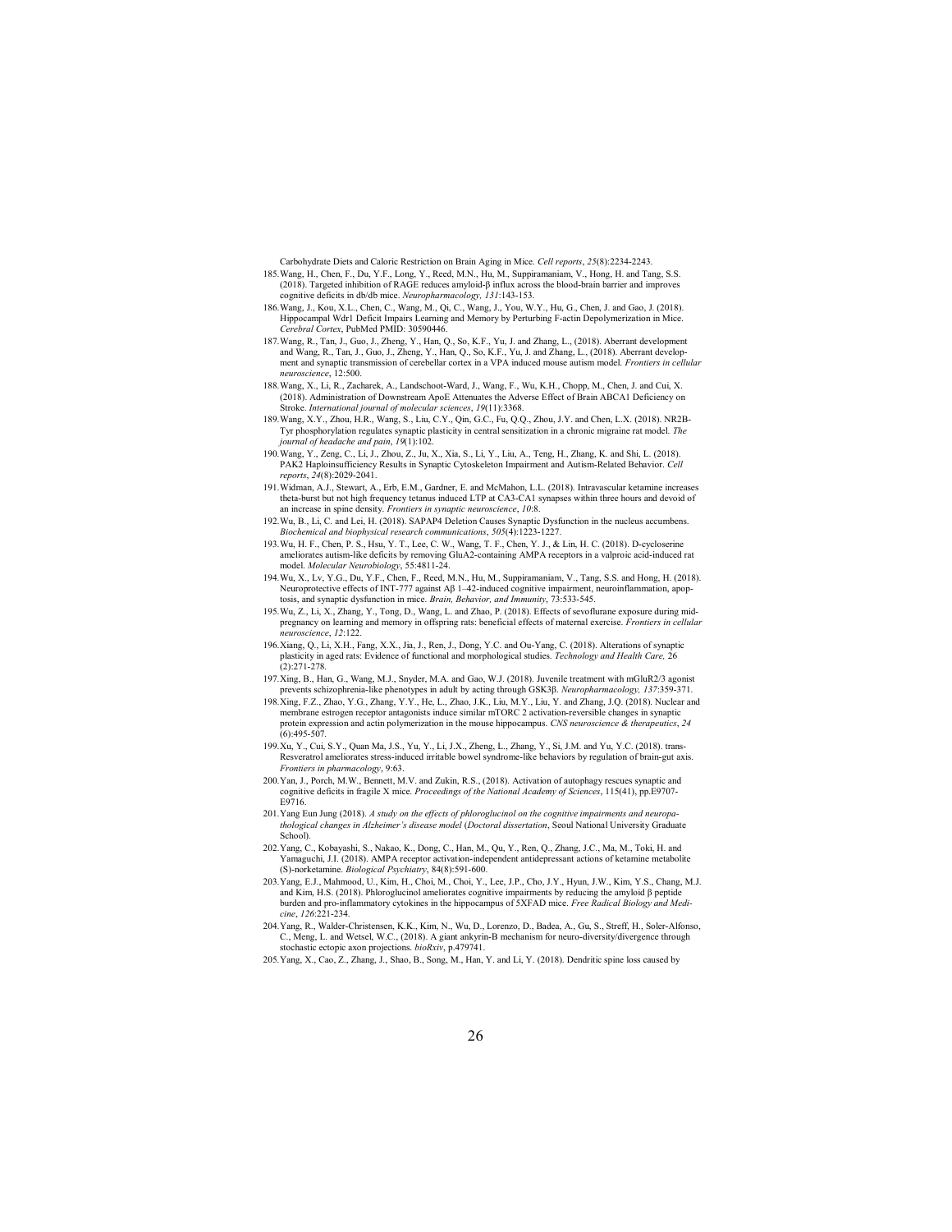Carbohydrate Diets and Caloric Restriction on Brain Aging in Mice. *Cell reports*, *25*(8):2234-2243.

185. Wang, H., Chen, F., Du, Y.F., Long, Y., Reed, M.N., Hu, M., Suppiramaniam, V., Hong, H. and Tang, S.S. (2018). Targeted inhibition of RAGE reduces amyloid-β influx across the blood-brain barrier and improves cognitive deficits in db/db mice. *Neuropharmacology, 131*:143-153.
186. Wang, J., Kou, X.L., Chen, C., Wang, M., Qi, C., Wang, J., You, W.Y., Hu, G., Chen, J. and Gao, J. (2018). Hippocampal Wdr1 Deficit Impairs Learning and Memory by Perturbing F-actin Depolymerization in Mice. *Cerebral Cortex*, PubMed PMID: 30590446.
187. Wang, R., Tan, J., Guo, J., Zheng, Y., Han, Q., So, K.F., Yu, J. and Zhang, L., (2018). Aberrant development and Wang, R., Tan, J., Guo, J., Zheng, Y., Han, Q., So, K.F., Yu, J. and Zhang, L., (2018). Aberrant development and synaptic transmission of cerebellar cortex in a VPA induced mouse autism model. *Frontiers in cellular neuroscience*, 12:500.
188. Wang, X., Li, R., Zacharek, A., Landschoot-Ward, J., Wang, F., Wu, K.H., Chopp, M., Chen, J. and Cui, X. (2018). Administration of Downstream ApoE Attenuates the Adverse Effect of Brain ABCA1 Deficiency on Stroke. *International journal of molecular sciences*, *19*(11):3368.
189. Wang, X.Y., Zhou, H.R., Wang, S., Liu, C.Y., Qin, G.C., Fu, Q.Q., Zhou, J.Y. and Chen, L.X. (2018). NR2B-Tyr phosphorylation regulates synaptic plasticity in central sensitization in a chronic migraine rat model. *The journal of headache and pain*, *19*(1):102.
190. Wang, Y., Zeng, C., Li, J., Zhou, Z., Ju, X., Xia, S., Li, Y., Liu, A., Teng, H., Zhang, K. and Shi, L. (2018). PAK2 Haploinsufficiency Results in Synaptic Cytoskeleton Impairment and Autism-Related Behavior. *Cell reports*, *24*(8):2029-2041.
191. Widman, A.J., Stewart, A., Erb, E.M., Gardner, E. and McMahon, L.L. (2018). Intravascular ketamine increases theta-burst but not high frequency tetanus induced LTP at CA3-CA1 synapses within three hours and devoid of an increase in spine density. *Frontiers in synaptic neuroscience*, *10*:8.
192. Wu, B., Li, C. and Lei, H. (2018). SAPAP4 Deletion Causes Synaptic Dysfunction in the nucleus accumbens. *Biochemical and biophysical research communications*, *505*(4):1223-1227.
193. Wu, H. F., Chen, P. S., Hsu, Y. T., Lee, C. W., Wang, T. F., Chen, Y. J., & Lin, H. C. (2018). D-cycloserine ameliorates autism-like deficits by removing GluA2-containing AMPA receptors in a valproic acid-induced rat model. *Molecular Neurobiology*, 55:4811-24.
194. Wu, X., Lv, Y.G., Du, Y.F., Chen, F., Reed, M.N., Hu, M., Suppiramaniam, V., Tang, S.S. and Hong, H. (2018). Neuroprotective effects of INT-777 against Aβ 1–42-induced cognitive impairment, neuroinflammation, apoptosis, and synaptic dysfunction in mice. *Brain, Behavior, and Immunity*, 73:533-545.
195. Wu, Z., Li, X., Zhang, Y., Tong, D., Wang, L. and Zhao, P. (2018). Effects of sevoflurane exposure during mid-pregnancy on learning and memory in offspring rats: beneficial effects of maternal exercise. *Frontiers in cellular neuroscience*, *12*:122.
196. Xiang, Q., Li, X.H., Fang, X.X., Jia, J., Ren, J., Dong, Y.C. and Ou-Yang, C. (2018). Alterations of synaptic plasticity in aged rats: Evidence of functional and morphological studies. *Technology and Health Care,* 26 (2):271-278.
197. Xing, B., Han, G., Wang, M.J., Snyder, M.A. and Gao, W.J. (2018). Juvenile treatment with mGluR2/3 agonist prevents schizophrenia-like phenotypes in adult by acting through GSK3β. *Neuropharmacology, 137*:359-371.
198. Xing, F.Z., Zhao, Y.G., Zhang, Y.Y., He, L., Zhao, J.K., Liu, M.Y., Liu, Y. and Zhang, J.Q. (2018). Nuclear and membrane estrogen receptor antagonists induce similar mTORC 2 activation-reversible changes in synaptic protein expression and actin polymerization in the mouse hippocampus. *CNS neuroscience & therapeutics*, *24* (6):495-507.
199. Xu, Y., Cui, S.Y., Quan Ma, J.S., Yu, Y., Li, J.X., Zheng, L., Zhang, Y., Si, J.M. and Yu, Y.C. (2018). trans-Resveratrol ameliorates stress-induced irritable bowel syndrome-like behaviors by regulation of brain-gut axis. *Frontiers in pharmacology*, 9:63.
200. Yan, J., Porch, M.W., Bennett, M.V. and Zukin, R.S., (2018). Activation of autophagy rescues synaptic and cognitive deficits in fragile X mice. *Proceedings of the National Academy of Sciences*, 115(41), pp.E9707-E9716.
201. Yang Eun Jung (2018). *A study on the effects of phloroglucinol on the cognitive impairments and neuropathological changes in Alzheimer's disease model* (*Doctoral dissertation*, Seoul National University Graduate School).
202. Yang, C., Kobayashi, S., Nakao, K., Dong, C., Han, M., Qu, Y., Ren, Q., Zhang, J.C., Ma, M., Toki, H. and Yamaguchi, J.I. (2018). AMPA receptor activation-independent antidepressant actions of ketamine metabolite (S)-norketamine. *Biological Psychiatry*, 84(8):591-600.
203. Yang, E.J., Mahmood, U., Kim, H., Choi, M., Choi, Y., Lee, J.P., Cho, J.Y., Hyun, J.W., Kim, Y.S., Chang, M.J. and Kim, H.S. (2018). Phloroglucinol ameliorates cognitive impairments by reducing the amyloid β peptide burden and pro-inflammatory cytokines in the hippocampus of 5XFAD mice. *Free Radical Biology and Medicine*, *126*:221-234.
204. Yang, R., Walder-Christensen, K.K., Kim, N., Wu, D., Lorenzo, D., Badea, A., Gu, S., Streff, H., Soler-Alfonso, C., Meng, L. and Wetsel, W.C., (2018). A giant ankyrin-B mechanism for neuro-diversity/divergence through stochastic ectopic axon projections. *bioRxiv*, p.479741.
205. Yang, X., Cao, Z., Zhang, J., Shao, B., Song, M., Han, Y. and Li, Y. (2018). Dendritic spine loss caused by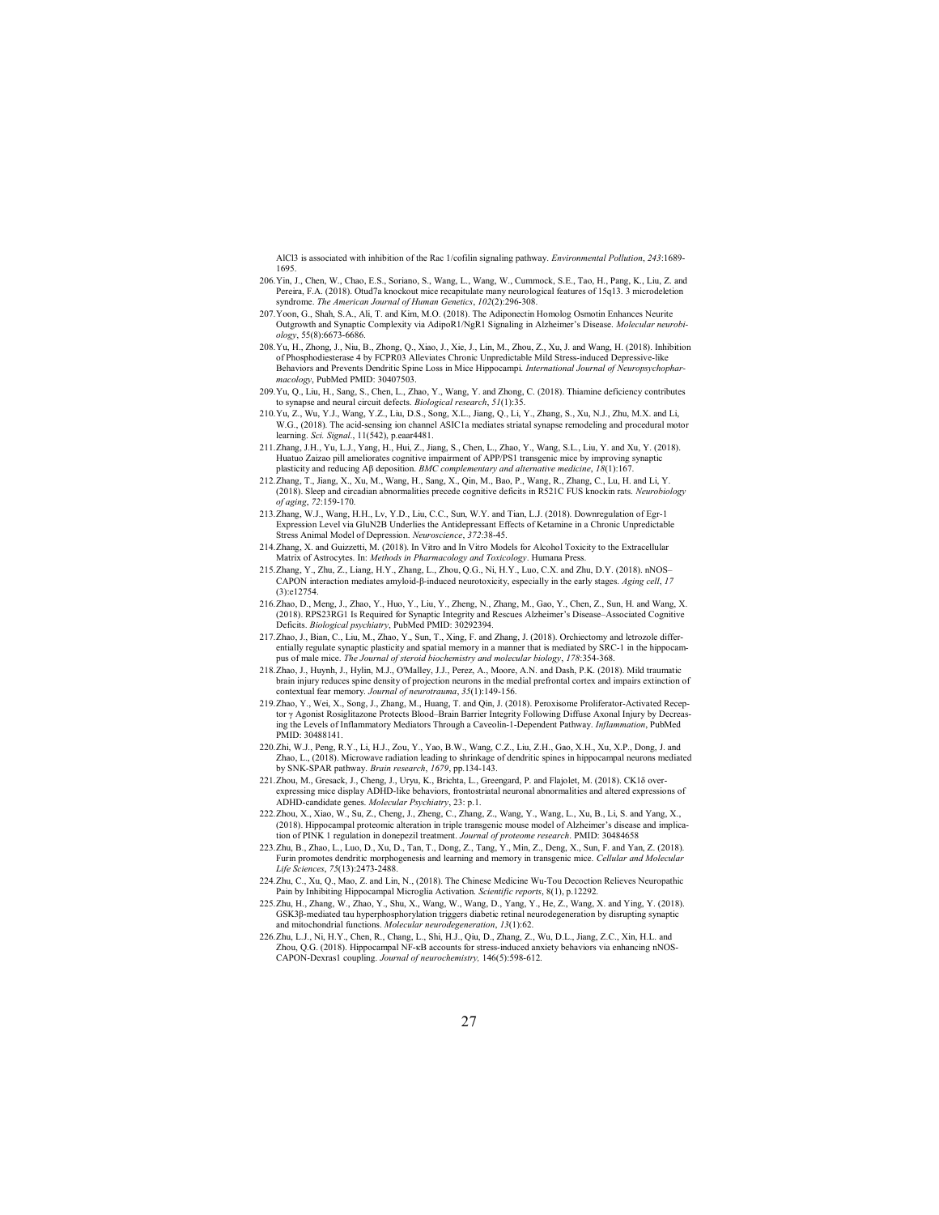AlCl3 is associated with inhibition of the Rac 1/cofilin signaling pathway. *Environmental Pollution*, *243*:1689-1695.

206. Yin, J., Chen, W., Chao, E.S., Soriano, S., Wang, L., Wang, W., Cummock, S.E., Tao, H., Pang, K., Liu, Z. and Pereira, F.A. (2018). Otud7a knockout mice recapitulate many neurological features of 15q13. 3 microdeletion syndrome. *The American Journal of Human Genetics*, *102*(2):296-308.

207. Yoon, G., Shah, S.A., Ali, T. and Kim, M.O. (2018). The Adiponectin Homolog Osmotin Enhances Neurite Outgrowth and Synaptic Complexity via AdipoR1/NgR1 Signaling in Alzheimer's Disease. *Molecular neurobiology*, 55(8):6673-6686.

208. Yu, H., Zhong, J., Niu, B., Zhong, Q., Xiao, J., Xie, J., Lin, M., Zhou, Z., Xu, J. and Wang, H. (2018). Inhibition of Phosphodiesterase 4 by FCPR03 Alleviates Chronic Unpredictable Mild Stress-induced Depressive-like Behaviors and Prevents Dendritic Spine Loss in Mice Hippocampi. *International Journal of Neuropsychopharmacology*, PubMed PMID: 30407503.

209. Yu, Q., Liu, H., Sang, S., Chen, L., Zhao, Y., Wang, Y. and Zhong, C. (2018). Thiamine deficiency contributes to synapse and neural circuit defects. *Biological research*, *51*(1):35.

210. Yu, Z., Wu, Y.J., Wang, Y.Z., Liu, D.S., Song, X.L., Jiang, Q., Li, Y., Zhang, S., Xu, N.J., Zhu, M.X. and Li, W.G., (2018). The acid-sensing ion channel ASIC1a mediates striatal synapse remodeling and procedural motor learning. *Sci. Signal.*, 11(542), p.eaar4481.

211. Zhang, J.H., Yu, L.J., Yang, H., Hui, Z., Jiang, S., Chen, L., Zhao, Y., Wang, S.L., Liu, Y. and Xu, Y. (2018). Huatuo Zaizao pill ameliorates cognitive impairment of APP/PS1 transgenic mice by improving synaptic plasticity and reducing Aβ deposition. *BMC complementary and alternative medicine*, *18*(1):167.

212. Zhang, T., Jiang, X., Xu, M., Wang, H., Sang, X., Qin, M., Bao, P., Wang, R., Zhang, C., Lu, H. and Li, Y. (2018). Sleep and circadian abnormalities precede cognitive deficits in R521C FUS knockin rats. *Neurobiology of aging*, *72*:159-170.

213. Zhang, W.J., Wang, H.H., Lv, Y.D., Liu, C.C., Sun, W.Y. and Tian, L.J. (2018). Downregulation of Egr-1 Expression Level via GluN2B Underlies the Antidepressant Effects of Ketamine in a Chronic Unpredictable Stress Animal Model of Depression. *Neuroscience*, *372*:38-45.

214. Zhang, X. and Guizzetti, M. (2018). In Vitro and In Vitro Models for Alcohol Toxicity to the Extracellular Matrix of Astrocytes. In: *Methods in Pharmacology and Toxicology*. Humana Press.

215. Zhang, Y., Zhu, Z., Liang, H.Y., Zhang, L., Zhou, Q.G., Ni, H.Y., Luo, C.X. and Zhu, D.Y. (2018). nNOS–CAPON interaction mediates amyloid-β-induced neurotoxicity, especially in the early stages. *Aging cell*, *17*(3):e12754.

216. Zhao, D., Meng, J., Zhao, Y., Huo, Y., Liu, Y., Zheng, N., Zhang, M., Gao, Y., Chen, Z., Sun, H. and Wang, X. (2018). RPS23RG1 Is Required for Synaptic Integrity and Rescues Alzheimer's Disease–Associated Cognitive Deficits. *Biological psychiatry*, PubMed PMID: 30292394.

217. Zhao, J., Bian, C., Liu, M., Zhao, Y., Sun, T., Xing, F. and Zhang, J. (2018). Orchiectomy and letrozole differentially regulate synaptic plasticity and spatial memory in a manner that is mediated by SRC-1 in the hippocampus of male mice. *The Journal of steroid biochemistry and molecular biology*, *178*:354-368.

218. Zhao, J., Huynh, J., Hylin, M.J., O'Malley, J.J., Perez, A., Moore, A.N. and Dash, P.K. (2018). Mild traumatic brain injury reduces spine density of projection neurons in the medial prefrontal cortex and impairs extinction of contextual fear memory. *Journal of neurotrauma*, *35*(1):149-156.

219. Zhao, Y., Wei, X., Song, J., Zhang, M., Huang, T. and Qin, J. (2018). Peroxisome Proliferator-Activated Receptor γ Agonist Rosiglitazone Protects Blood–Brain Barrier Integrity Following Diffuse Axonal Injury by Decreasing the Levels of Inflammatory Mediators Through a Caveolin-1-Dependent Pathway. *Inflammation*, PubMed PMID: 30488141.

220. Zhi, W.J., Peng, R.Y., Li, H.J., Zou, Y., Yao, B.W., Wang, C.Z., Liu, Z.H., Gao, X.H., Xu, X.P., Dong, J. and Zhao, L., (2018). Microwave radiation leading to shrinkage of dendritic spines in hippocampal neurons mediated by SNK-SPAR pathway. *Brain research*, *1679*, pp.134-143.

221. Zhou, M., Gresack, J., Cheng, J., Uryu, K., Brichta, L., Greengard, P. and Flajolet, M. (2018). CK1δ over-expressing mice display ADHD-like behaviors, frontostriatal neuronal abnormalities and altered expressions of ADHD-candidate genes. *Molecular Psychiatry*, 23: p.1.

222. Zhou, X., Xiao, W., Su, Z., Cheng, J., Zheng, C., Zhang, Z., Wang, Y., Wang, L., Xu, B., Li, S. and Yang, X., (2018). Hippocampal proteomic alteration in triple transgenic mouse model of Alzheimer's disease and implication of PINK 1 regulation in donepezil treatment. *Journal of proteome research*. PMID: 30484658

223. Zhu, B., Zhao, L., Luo, D., Xu, D., Tan, T., Dong, Z., Tang, Y., Min, Z., Deng, X., Sun, F. and Yan, Z. (2018). Furin promotes dendritic morphogenesis and learning and memory in transgenic mice. *Cellular and Molecular Life Sciences*, *75*(13):2473-2488.

224. Zhu, C., Xu, Q., Mao, Z. and Lin, N., (2018). The Chinese Medicine Wu-Tou Decoction Relieves Neuropathic Pain by Inhibiting Hippocampal Microglia Activation. *Scientific reports*, 8(1), p.12292.

225. Zhu, H., Zhang, W., Zhao, Y., Shu, X., Wang, W., Wang, D., Yang, Y., He, Z., Wang, X. and Ying, Y. (2018). GSK3β-mediated tau hyperphosphorylation triggers diabetic retinal neurodegeneration by disrupting synaptic and mitochondrial functions. *Molecular neurodegeneration*, *13*(1):62.

226. Zhu, L.J., Ni, H.Y., Chen, R., Chang, L., Shi, H.J., Qiu, D., Zhang, Z., Wu, D.L., Jiang, Z.C., Xin, H.L. and Zhou, Q.G. (2018). Hippocampal NF-κB accounts for stress-induced anxiety behaviors via enhancing nNOS-CAPON-Dexras1 coupling. *Journal of neurochemistry,* 146(5):598-612.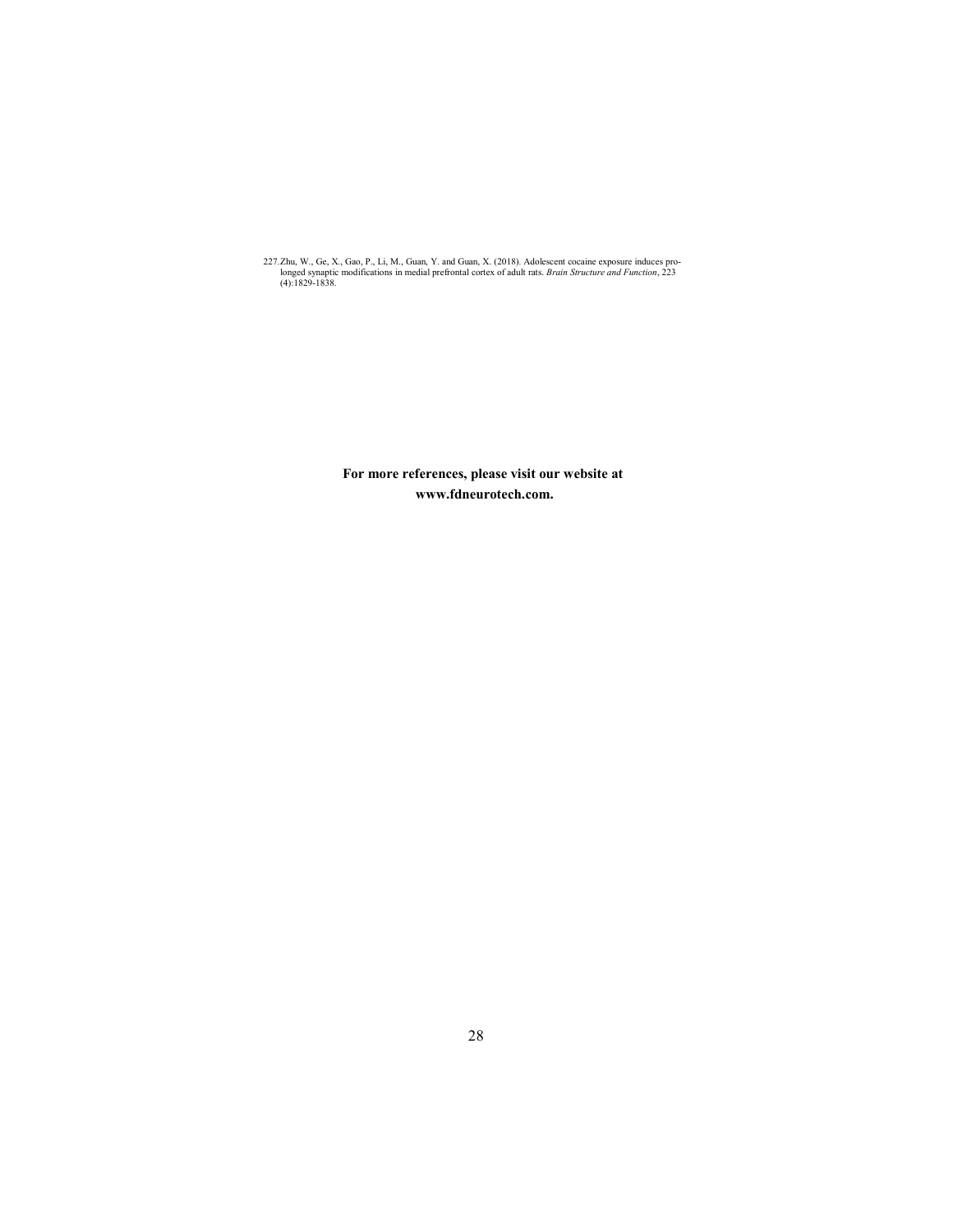227. Zhu, W., Ge, X., Gao, P., Li, M., Guan, Y. and Guan, X. (2018). Adolescent cocaine exposure induces prolonged synaptic modifications in medial prefrontal cortex of adult rats. *Brain Structure and Function*, 223 (4):1829-1838.

**For more references, please visit our website at www.fdneurotech.com.**